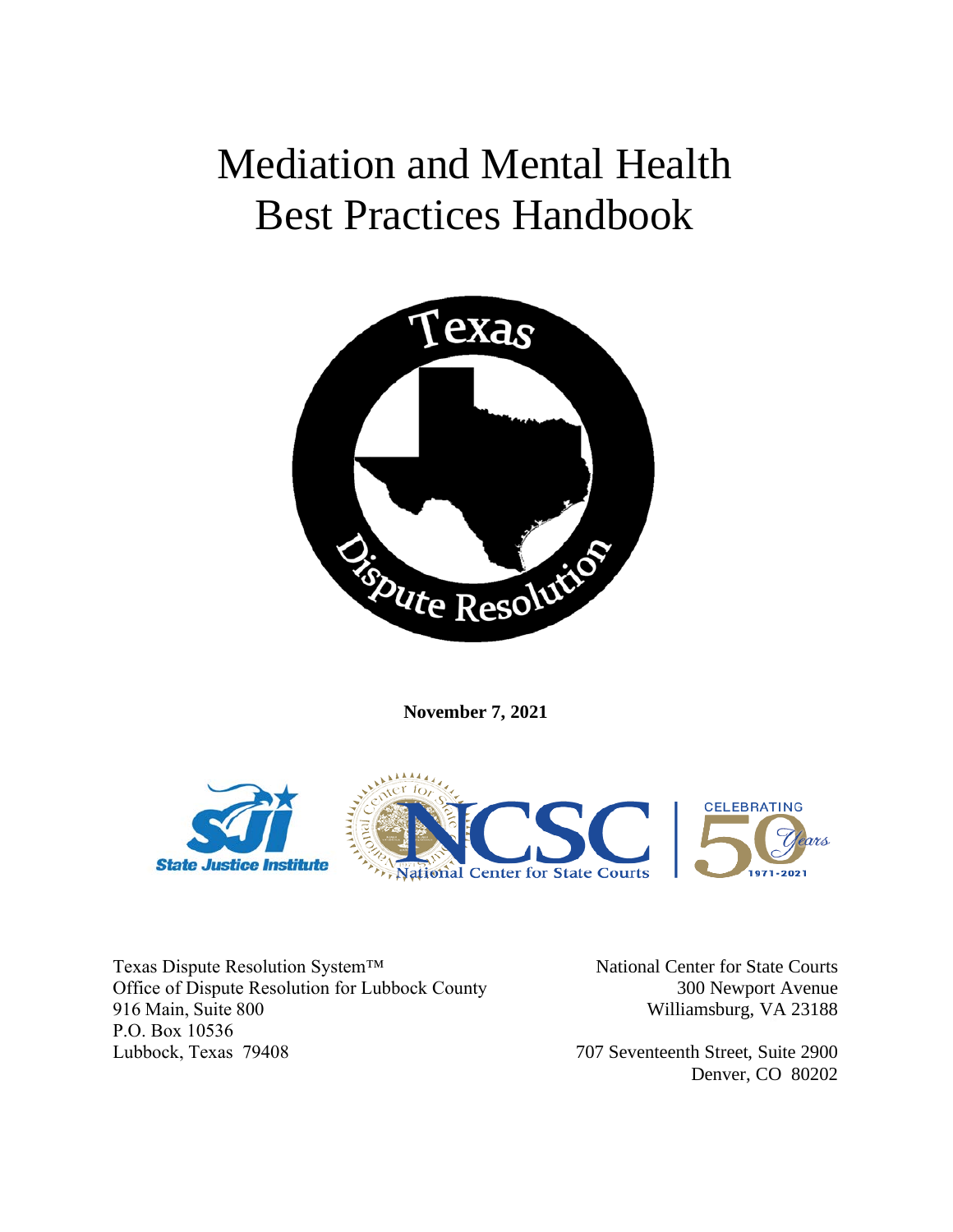# Mediation and Mental Health Best Practices Handbook

**November 7, 2021**

Texas Dispute Resolution System™
Office of Dispute Resolution for Lubbock County
916 Main, Suite 800
P.O. Box 10536
Lubbock, Texas 79408

National Center for State Courts
300 Newport Avenue
Williamsburg, VA 23188

707 Seventeenth Street, Suite 2900
Denver, CO 80202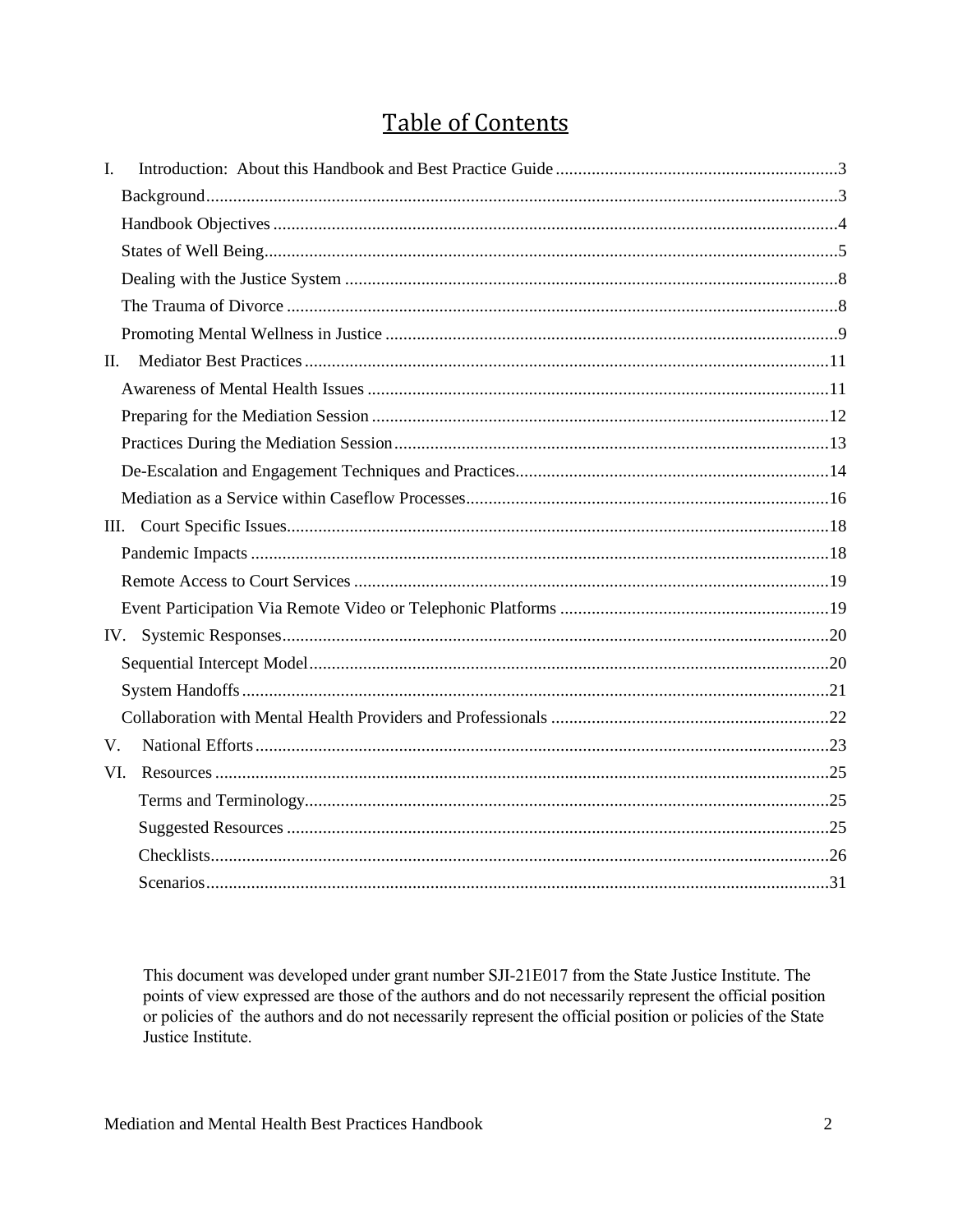# Table of Contents

- I. Introduction: About this Handbook and Best Practice Guide ........ 3
  - Background ........ 3
  - Handbook Objectives ........ 4
  - States of Well Being ........ 5
  - Dealing with the Justice System ........ 8
  - The Trauma of Divorce ........ 8
  - Promoting Mental Wellness in Justice ........ 9
- II. Mediator Best Practices ........ 11
  - Awareness of Mental Health Issues ........ 11
  - Preparing for the Mediation Session ........ 12
  - Practices During the Mediation Session ........ 13
  - De-Escalation and Engagement Techniques and Practices ........ 14
  - Mediation as a Service within Caseflow Processes ........ 16
- III. Court Specific Issues ........ 18
  - Pandemic Impacts ........ 18
  - Remote Access to Court Services ........ 19
  - Event Participation Via Remote Video or Telephonic Platforms ........ 19
- IV. Systemic Responses ........ 20
  - Sequential Intercept Model ........ 20
  - System Handoffs ........ 21
  - Collaboration with Mental Health Providers and Professionals ........ 22
- V. National Efforts ........ 23
- VI. Resources ........ 25
  - Terms and Terminology ........ 25
  - Suggested Resources ........ 25
  - Checklists ........ 26
  - Scenarios ........ 31

This document was developed under grant number SJI-21E017 from the State Justice Institute. The points of view expressed are those of the authors and do not necessarily represent the official position or policies of the authors and do not necessarily represent the official position or policies of the State Justice Institute.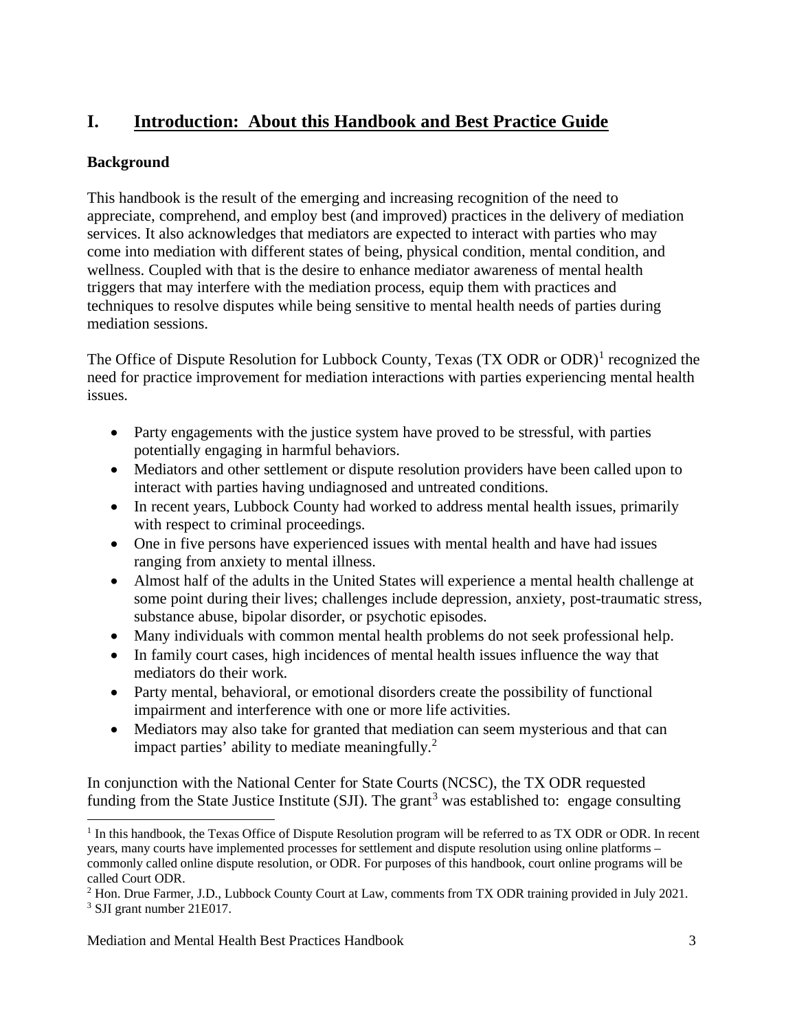# I. Introduction: About this Handbook and Best Practice Guide

### Background

This handbook is the result of the emerging and increasing recognition of the need to appreciate, comprehend, and employ best (and improved) practices in the delivery of mediation services. It also acknowledges that mediators are expected to interact with parties who may come into mediation with different states of being, physical condition, mental condition, and wellness. Coupled with that is the desire to enhance mediator awareness of mental health triggers that may interfere with the mediation process, equip them with practices and techniques to resolve disputes while being sensitive to mental health needs of parties during mediation sessions.

The Office of Dispute Resolution for Lubbock County, Texas (TX ODR or ODR)[1] recognized the need for practice improvement for mediation interactions with parties experiencing mental health issues.

- Party engagements with the justice system have proved to be stressful, with parties potentially engaging in harmful behaviors.
- Mediators and other settlement or dispute resolution providers have been called upon to interact with parties having undiagnosed and untreated conditions.
- In recent years, Lubbock County had worked to address mental health issues, primarily with respect to criminal proceedings.
- One in five persons have experienced issues with mental health and have had issues ranging from anxiety to mental illness.
- Almost half of the adults in the United States will experience a mental health challenge at some point during their lives; challenges include depression, anxiety, post-traumatic stress, substance abuse, bipolar disorder, or psychotic episodes.
- Many individuals with common mental health problems do not seek professional help.
- In family court cases, high incidences of mental health issues influence the way that mediators do their work.
- Party mental, behavioral, or emotional disorders create the possibility of functional impairment and interference with one or more life activities.
- Mediators may also take for granted that mediation can seem mysterious and that can impact parties' ability to mediate meaningfully.[2]

In conjunction with the National Center for State Courts (NCSC), the TX ODR requested funding from the State Justice Institute (SJI). The grant[3] was established to: engage consulting

---

[1] In this handbook, the Texas Office of Dispute Resolution program will be referred to as TX ODR or ODR. In recent years, many courts have implemented processes for settlement and dispute resolution using online platforms – commonly called online dispute resolution, or ODR. For purposes of this handbook, court online programs will be called Court ODR.

[2] Hon. Drue Farmer, J.D., Lubbock County Court at Law, comments from TX ODR training provided in July 2021.

[3] SJI grant number 21E017.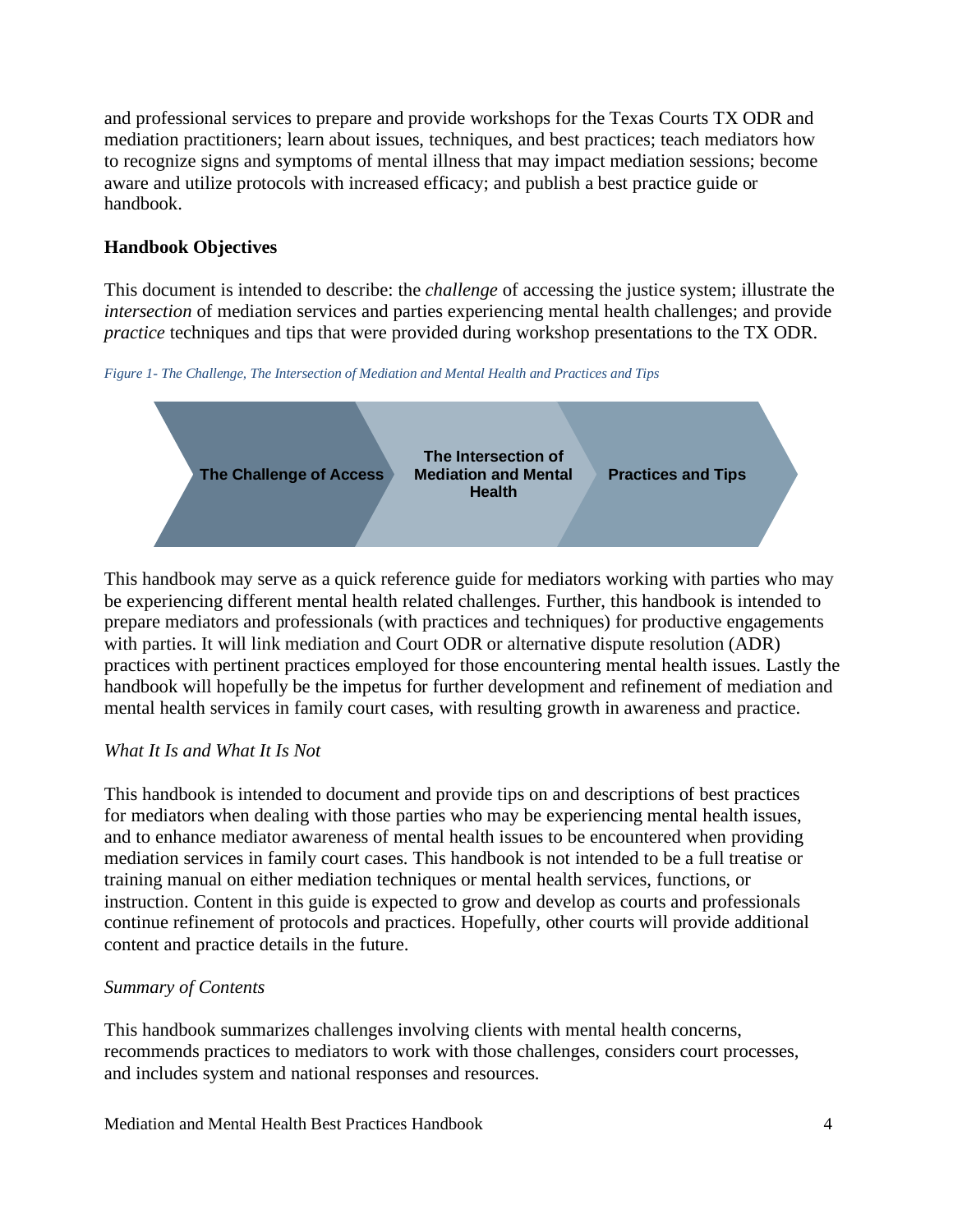and professional services to prepare and provide workshops for the Texas Courts TX ODR and mediation practitioners; learn about issues, techniques, and best practices; teach mediators how to recognize signs and symptoms of mental illness that may impact mediation sessions; become aware and utilize protocols with increased efficacy; and publish a best practice guide or handbook.

## Handbook Objectives

This document is intended to describe: the *challenge* of accessing the justice system; illustrate the *intersection* of mediation services and parties experiencing mental health challenges; and provide *practice* techniques and tips that were provided during workshop presentations to the TX ODR.

*Figure 1- The Challenge, The Intersection of Mediation and Mental Health and Practices and Tips*

**The Challenge of Access** → **The Intersection of Mediation and Mental Health** → **Practices and Tips**

This handbook may serve as a quick reference guide for mediators working with parties who may be experiencing different mental health related challenges. Further, this handbook is intended to prepare mediators and professionals (with practices and techniques) for productive engagements with parties. It will link mediation and Court ODR or alternative dispute resolution (ADR) practices with pertinent practices employed for those encountering mental health issues. Lastly the handbook will hopefully be the impetus for further development and refinement of mediation and mental health services in family court cases, with resulting growth in awareness and practice.

### *What It Is and What It Is Not*

This handbook is intended to document and provide tips on and descriptions of best practices for mediators when dealing with those parties who may be experiencing mental health issues, and to enhance mediator awareness of mental health issues to be encountered when providing mediation services in family court cases. This handbook is not intended to be a full treatise or training manual on either mediation techniques or mental health services, functions, or instruction. Content in this guide is expected to grow and develop as courts and professionals continue refinement of protocols and practices. Hopefully, other courts will provide additional content and practice details in the future.

### *Summary of Contents*

This handbook summarizes challenges involving clients with mental health concerns, recommends practices to mediators to work with those challenges, considers court processes, and includes system and national responses and resources.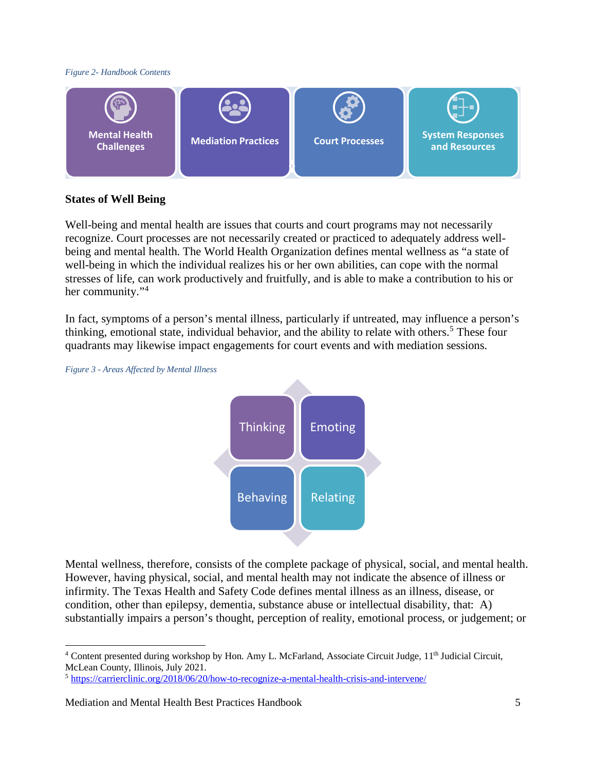*Figure 2- Handbook Contents*

Mental Health Challenges | Mediation Practices | Court Processes | System Responses and Resources

### States of Well Being

Well-being and mental health are issues that courts and court programs may not necessarily recognize. Court processes are not necessarily created or practiced to adequately address well-being and mental health. The World Health Organization defines mental wellness as "a state of well-being in which the individual realizes his or her own abilities, can cope with the normal stresses of life, can work productively and fruitfully, and is able to make a contribution to his or her community."[4]

In fact, symptoms of a person's mental illness, particularly if untreated, may influence a person's thinking, emotional state, individual behavior, and the ability to relate with others.[5] These four quadrants may likewise impact engagements for court events and with mediation sessions.

*Figure 3 - Areas Affected by Mental Illness*

Thinking | Emoting | Behaving | Relating

Mental wellness, therefore, consists of the complete package of physical, social, and mental health. However, having physical, social, and mental health may not indicate the absence of illness or infirmity. The Texas Health and Safety Code defines mental illness as an illness, disease, or condition, other than epilepsy, dementia, substance abuse or intellectual disability, that: A) substantially impairs a person's thought, perception of reality, emotional process, or judgement; or

---

[4] Content presented during workshop by Hon. Amy L. McFarland, Associate Circuit Judge, 11th Judicial Circuit, McLean County, Illinois, July 2021.

[5] https://carrierclinic.org/2018/06/20/how-to-recognize-a-mental-health-crisis-and-intervene/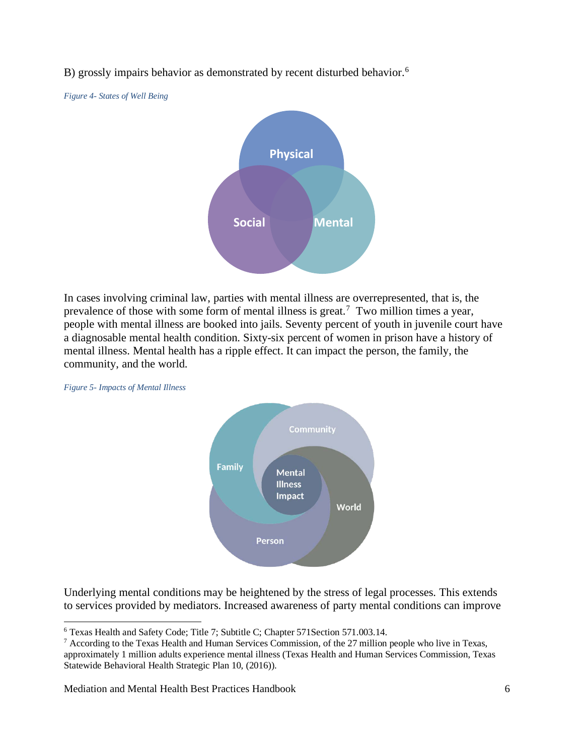B) grossly impairs behavior as demonstrated by recent disturbed behavior.[6]

*Figure 4- States of Well Being*

Physical

Social

Mental

In cases involving criminal law, parties with mental illness are overrepresented, that is, the prevalence of those with some form of mental illness is great.[7] Two million times a year, people with mental illness are booked into jails. Seventy percent of youth in juvenile court have a diagnosable mental health condition. Sixty-six percent of women in prison have a history of mental illness. Mental health has a ripple effect. It can impact the person, the family, the community, and the world.

*Figure 5- Impacts of Mental Illness*

Community

Family

Mental Illness Impact

World

Person

Underlying mental conditions may be heightened by the stress of legal processes. This extends to services provided by mediators. Increased awareness of party mental conditions can improve

---

[6] Texas Health and Safety Code; Title 7; Subtitle C; Chapter 571Section 571.003.14.

[7] According to the Texas Health and Human Services Commission, of the 27 million people who live in Texas, approximately 1 million adults experience mental illness (Texas Health and Human Services Commission, Texas Statewide Behavioral Health Strategic Plan 10, (2016)).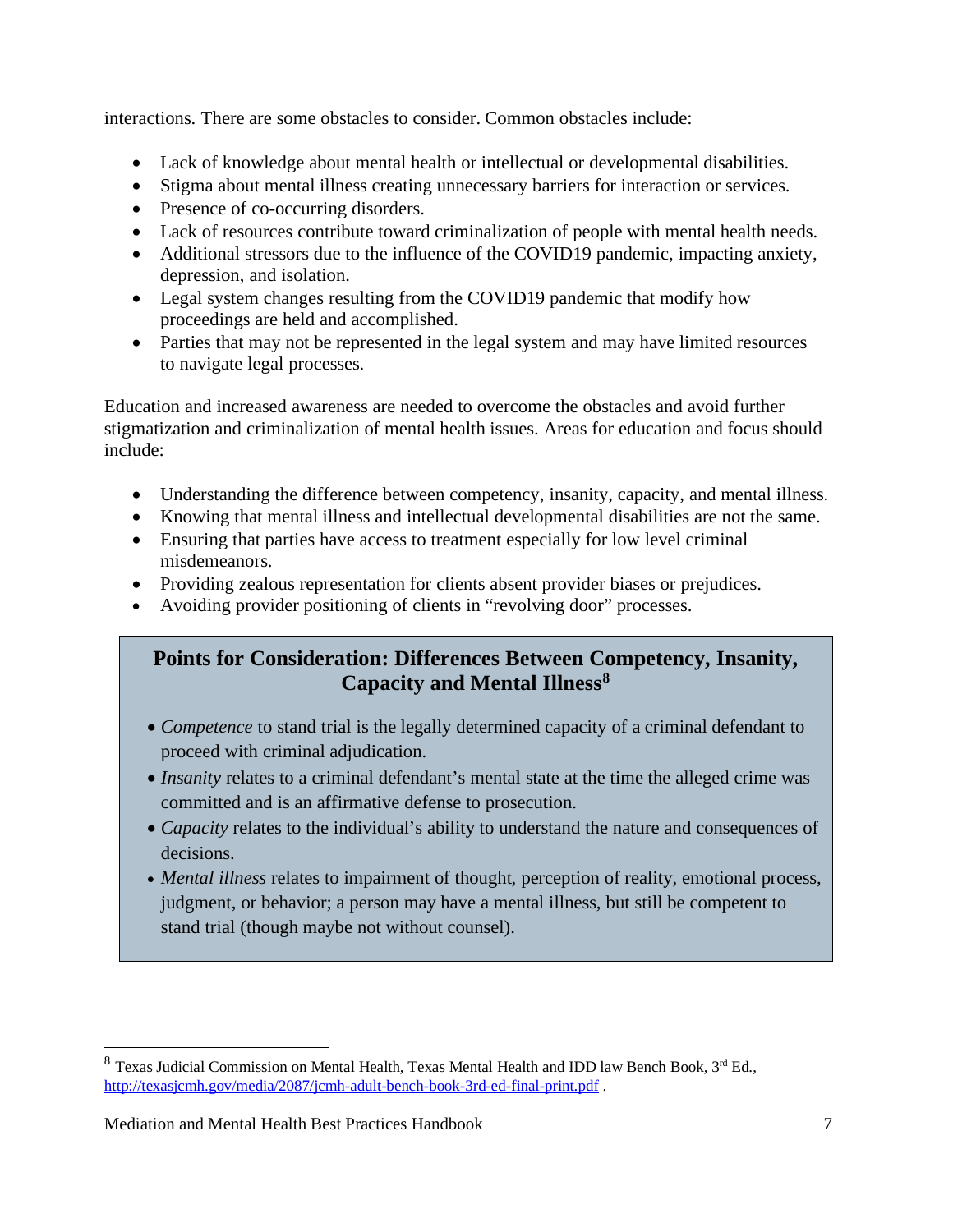interactions. There are some obstacles to consider. Common obstacles include:

- Lack of knowledge about mental health or intellectual or developmental disabilities.
- Stigma about mental illness creating unnecessary barriers for interaction or services.
- Presence of co-occurring disorders.
- Lack of resources contribute toward criminalization of people with mental health needs.
- Additional stressors due to the influence of the COVID19 pandemic, impacting anxiety, depression, and isolation.
- Legal system changes resulting from the COVID19 pandemic that modify how proceedings are held and accomplished.
- Parties that may not be represented in the legal system and may have limited resources to navigate legal processes.

Education and increased awareness are needed to overcome the obstacles and avoid further stigmatization and criminalization of mental health issues. Areas for education and focus should include:

- Understanding the difference between competency, insanity, capacity, and mental illness.
- Knowing that mental illness and intellectual developmental disabilities are not the same.
- Ensuring that parties have access to treatment especially for low level criminal misdemeanors.
- Providing zealous representation for clients absent provider biases or prejudices.
- Avoiding provider positioning of clients in "revolving door" processes.

### Points for Consideration: Differences Between Competency, Insanity, Capacity and Mental Illness[8]

- *Competence* to stand trial is the legally determined capacity of a criminal defendant to proceed with criminal adjudication.
- *Insanity* relates to a criminal defendant's mental state at the time the alleged crime was committed and is an affirmative defense to prosecution.
- *Capacity* relates to the individual's ability to understand the nature and consequences of decisions.
- *Mental illness* relates to impairment of thought, perception of reality, emotional process, judgment, or behavior; a person may have a mental illness, but still be competent to stand trial (though maybe not without counsel).

---

[8] Texas Judicial Commission on Mental Health, Texas Mental Health and IDD law Bench Book, 3rd Ed., http://texasjcmh.gov/media/2087/jcmh-adult-bench-book-3rd-ed-final-print.pdf .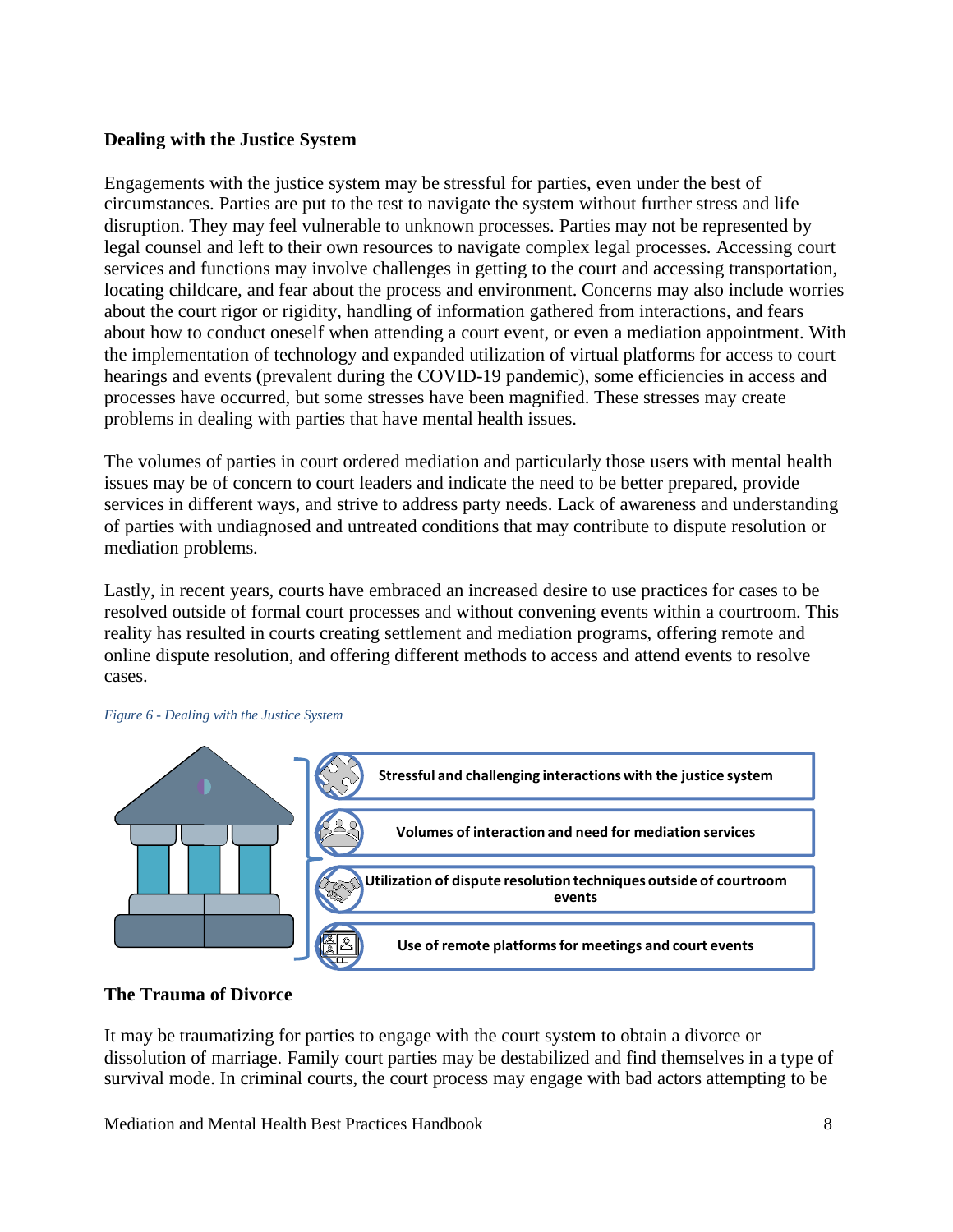**Dealing with the Justice System**

Engagements with the justice system may be stressful for parties, even under the best of circumstances. Parties are put to the test to navigate the system without further stress and life disruption. They may feel vulnerable to unknown processes. Parties may not be represented by legal counsel and left to their own resources to navigate complex legal processes. Accessing court services and functions may involve challenges in getting to the court and accessing transportation, locating childcare, and fear about the process and environment. Concerns may also include worries about the court rigor or rigidity, handling of information gathered from interactions, and fears about how to conduct oneself when attending a court event, or even a mediation appointment. With the implementation of technology and expanded utilization of virtual platforms for access to court hearings and events (prevalent during the COVID-19 pandemic), some efficiencies in access and processes have occurred, but some stresses have been magnified. These stresses may create problems in dealing with parties that have mental health issues.

The volumes of parties in court ordered mediation and particularly those users with mental health issues may be of concern to court leaders and indicate the need to be better prepared, provide services in different ways, and strive to address party needs. Lack of awareness and understanding of parties with undiagnosed and untreated conditions that may contribute to dispute resolution or mediation problems.

Lastly, in recent years, courts have embraced an increased desire to use practices for cases to be resolved outside of formal court processes and without convening events within a courtroom. This reality has resulted in courts creating settlement and mediation programs, offering remote and online dispute resolution, and offering different methods to access and attend events to resolve cases.

*Figure 6 - Dealing with the Justice System*

- Stressful and challenging interactions with the justice system
- Volumes of interaction and need for mediation services
- Utilization of dispute resolution techniques outside of courtroom events
- Use of remote platforms for meetings and court events

**The Trauma of Divorce**

It may be traumatizing for parties to engage with the court system to obtain a divorce or dissolution of marriage. Family court parties may be destabilized and find themselves in a type of survival mode. In criminal courts, the court process may engage with bad actors attempting to be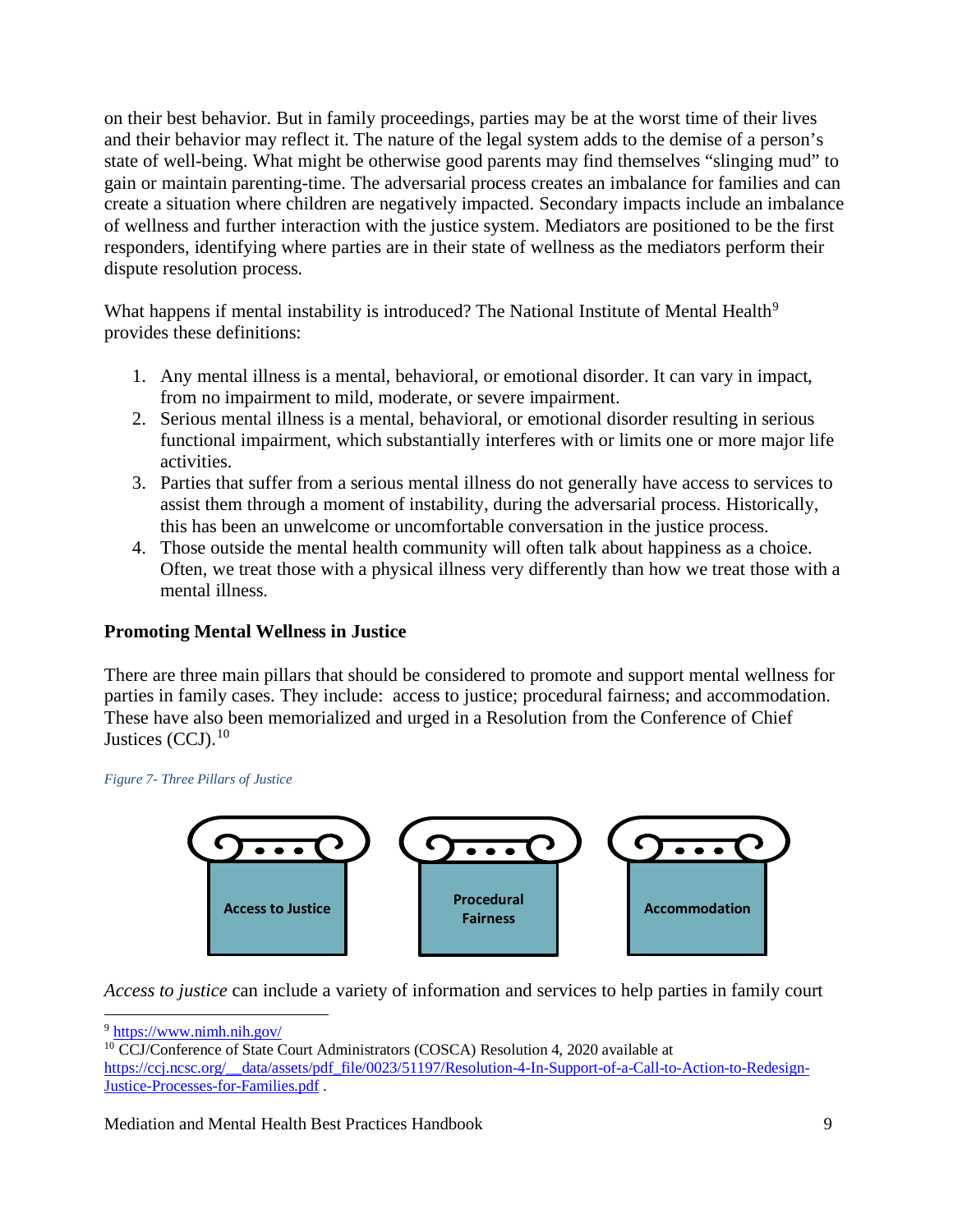on their best behavior. But in family proceedings, parties may be at the worst time of their lives and their behavior may reflect it. The nature of the legal system adds to the demise of a person's state of well-being. What might be otherwise good parents may find themselves "slinging mud" to gain or maintain parenting-time. The adversarial process creates an imbalance for families and can create a situation where children are negatively impacted. Secondary impacts include an imbalance of wellness and further interaction with the justice system. Mediators are positioned to be the first responders, identifying where parties are in their state of wellness as the mediators perform their dispute resolution process.

What happens if mental instability is introduced? The National Institute of Mental Health[9] provides these definitions:

1. Any mental illness is a mental, behavioral, or emotional disorder. It can vary in impact, from no impairment to mild, moderate, or severe impairment.
2. Serious mental illness is a mental, behavioral, or emotional disorder resulting in serious functional impairment, which substantially interferes with or limits one or more major life activities.
3. Parties that suffer from a serious mental illness do not generally have access to services to assist them through a moment of instability, during the adversarial process. Historically, this has been an unwelcome or uncomfortable conversation in the justice process.
4. Those outside the mental health community will often talk about happiness as a choice. Often, we treat those with a physical illness very differently than how we treat those with a mental illness.

## Promoting Mental Wellness in Justice

There are three main pillars that should be considered to promote and support mental wellness for parties in family cases. They include: access to justice; procedural fairness; and accommodation. These have also been memorialized and urged in a Resolution from the Conference of Chief Justices (CCJ).[10]

*Figure 7- Three Pillars of Justice*

Access to Justice | Procedural Fairness | Accommodation

*Access to justice* can include a variety of information and services to help parties in family court

---

[9] https://www.nimh.nih.gov/

[10] CCJ/Conference of State Court Administrators (COSCA) Resolution 4, 2020 available at https://ccj.ncsc.org/__data/assets/pdf_file/0023/51197/Resolution-4-In-Support-of-a-Call-to-Action-to-Redesign-Justice-Processes-for-Families.pdf .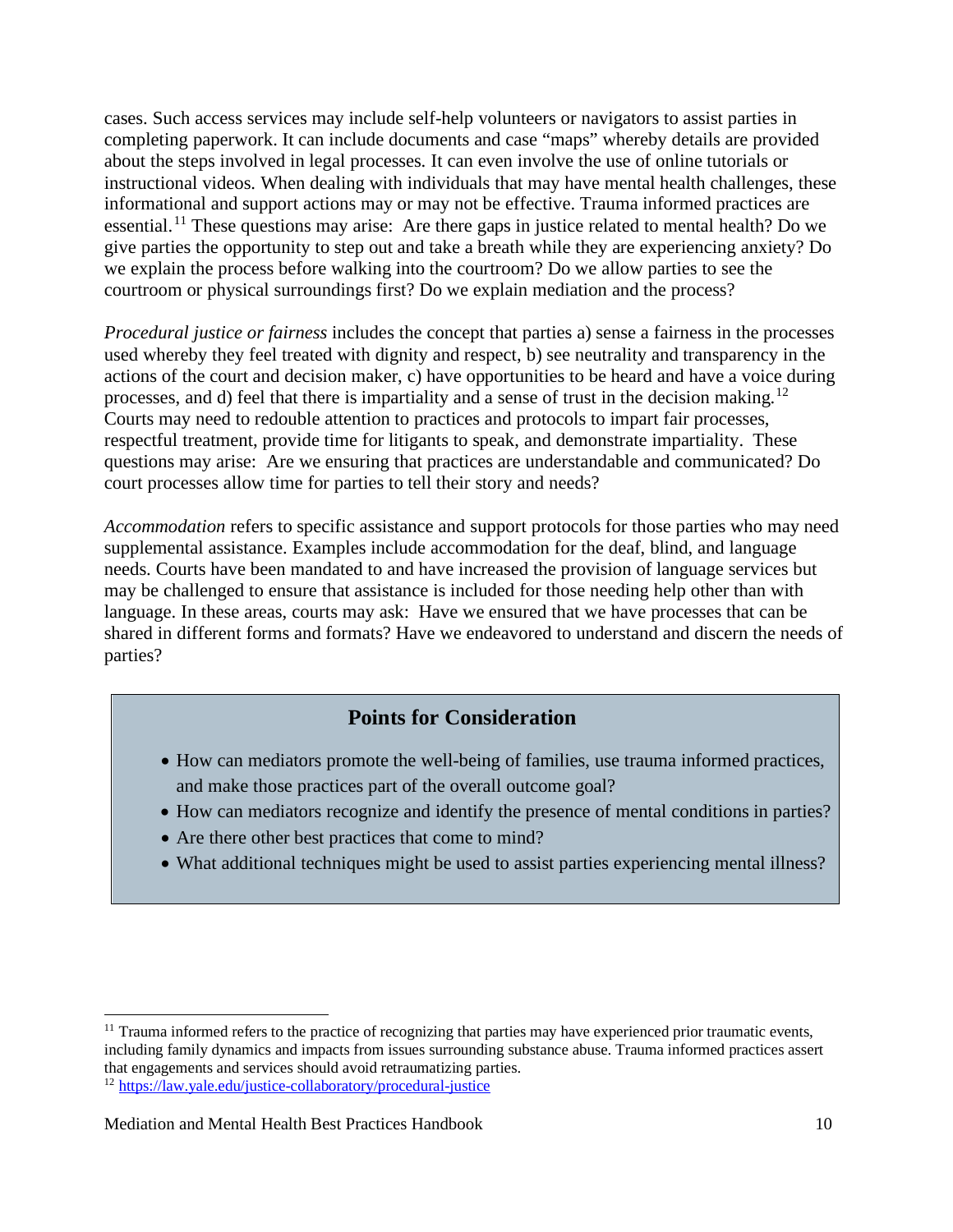cases. Such access services may include self-help volunteers or navigators to assist parties in completing paperwork. It can include documents and case "maps" whereby details are provided about the steps involved in legal processes. It can even involve the use of online tutorials or instructional videos. When dealing with individuals that may have mental health challenges, these informational and support actions may or may not be effective. Trauma informed practices are essential.[11] These questions may arise: Are there gaps in justice related to mental health? Do we give parties the opportunity to step out and take a breath while they are experiencing anxiety? Do we explain the process before walking into the courtroom? Do we allow parties to see the courtroom or physical surroundings first? Do we explain mediation and the process?

*Procedural justice or fairness* includes the concept that parties a) sense a fairness in the processes used whereby they feel treated with dignity and respect, b) see neutrality and transparency in the actions of the court and decision maker, c) have opportunities to be heard and have a voice during processes, and d) feel that there is impartiality and a sense of trust in the decision making.[12] Courts may need to redouble attention to practices and protocols to impart fair processes, respectful treatment, provide time for litigants to speak, and demonstrate impartiality. These questions may arise: Are we ensuring that practices are understandable and communicated? Do court processes allow time for parties to tell their story and needs?

*Accommodation* refers to specific assistance and support protocols for those parties who may need supplemental assistance. Examples include accommodation for the deaf, blind, and language needs. Courts have been mandated to and have increased the provision of language services but may be challenged to ensure that assistance is included for those needing help other than with language. In these areas, courts may ask: Have we ensured that we have processes that can be shared in different forms and formats? Have we endeavored to understand and discern the needs of parties?

## Points for Consideration

- How can mediators promote the well-being of families, use trauma informed practices, and make those practices part of the overall outcome goal?
- How can mediators recognize and identify the presence of mental conditions in parties?
- Are there other best practices that come to mind?
- What additional techniques might be used to assist parties experiencing mental illness?

---

[11] Trauma informed refers to the practice of recognizing that parties may have experienced prior traumatic events, including family dynamics and impacts from issues surrounding substance abuse. Trauma informed practices assert that engagements and services should avoid retraumatizing parties.

[12] https://law.yale.edu/justice-collaboratory/procedural-justice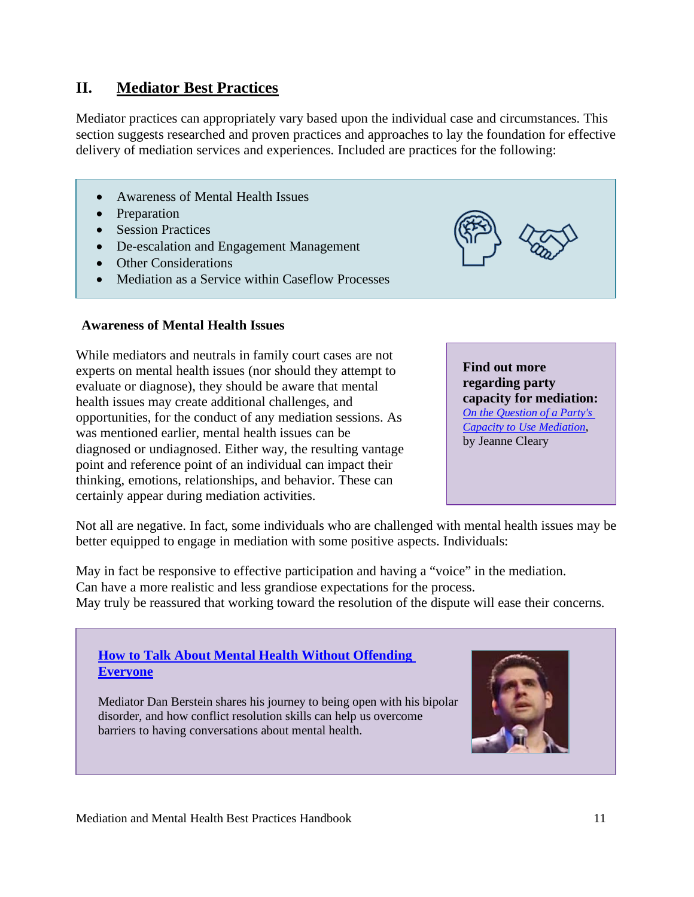## II. Mediator Best Practices

Mediator practices can appropriately vary based upon the individual case and circumstances. This section suggests researched and proven practices and approaches to lay the foundation for effective delivery of mediation services and experiences. Included are practices for the following:

- Awareness of Mental Health Issues
- Preparation
- Session Practices
- De-escalation and Engagement Management
- Other Considerations
- Mediation as a Service within Caseflow Processes

### Awareness of Mental Health Issues

While mediators and neutrals in family court cases are not experts on mental health issues (nor should they attempt to evaluate or diagnose), they should be aware that mental health issues may create additional challenges, and opportunities, for the conduct of any mediation sessions. As was mentioned earlier, mental health issues can be diagnosed or undiagnosed. Either way, the resulting vantage point and reference point of an individual can impact their thinking, emotions, relationships, and behavior. These can certainly appear during mediation activities.

**Find out more regarding party capacity for mediation:**
*On the Question of a Party's Capacity to Use Mediation*, by Jeanne Cleary

Not all are negative. In fact, some individuals who are challenged with mental health issues may be better equipped to engage in mediation with some positive aspects. Individuals:

May in fact be responsive to effective participation and having a "voice" in the mediation.
Can have a more realistic and less grandiose expectations for the process.
May truly be reassured that working toward the resolution of the dispute will ease their concerns.

**How to Talk About Mental Health Without Offending Everyone**

Mediator Dan Berstein shares his journey to being open with his bipolar disorder, and how conflict resolution skills can help us overcome barriers to having conversations about mental health.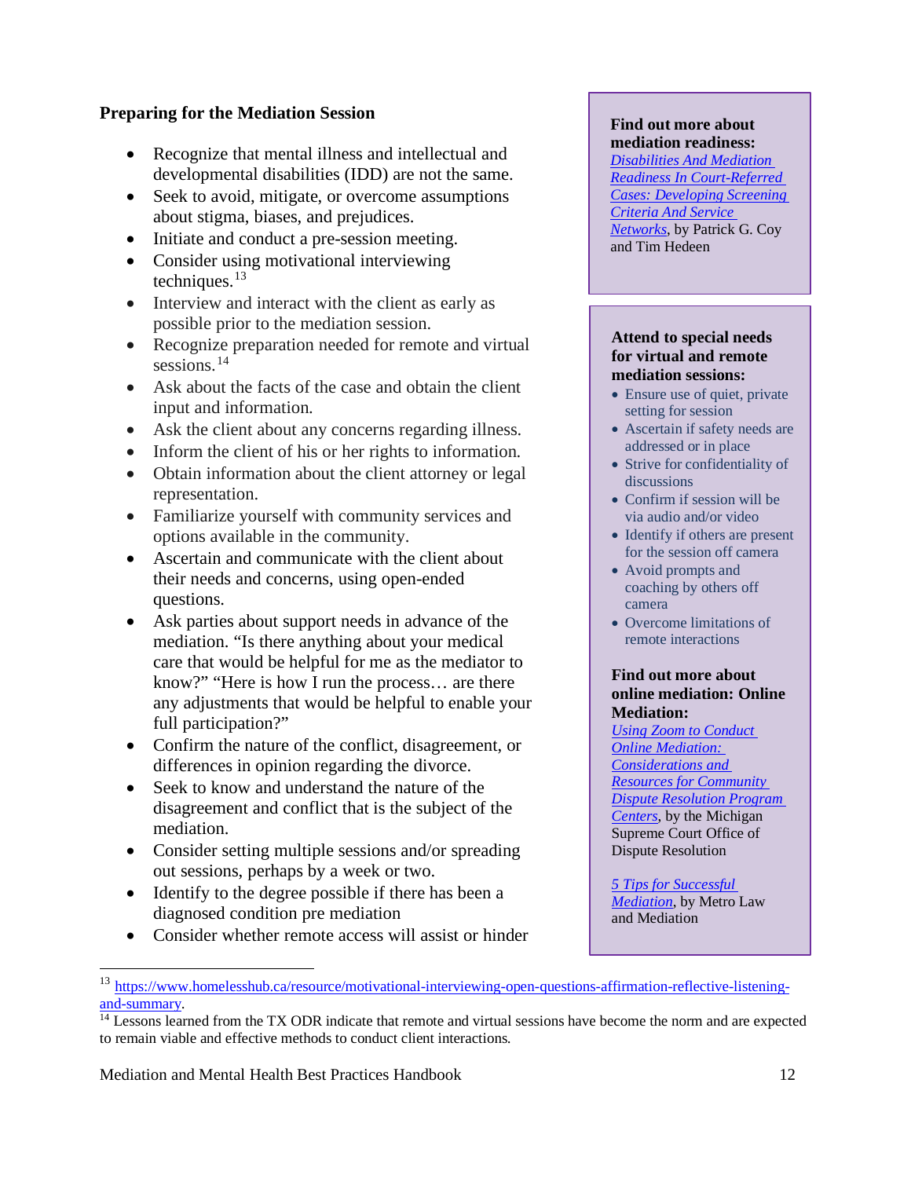### Preparing for the Mediation Session

- Recognize that mental illness and intellectual and developmental disabilities (IDD) are not the same.
- Seek to avoid, mitigate, or overcome assumptions about stigma, biases, and prejudices.
- Initiate and conduct a pre-session meeting.
- Consider using motivational interviewing techniques.[13]
- Interview and interact with the client as early as possible prior to the mediation session.
- Recognize preparation needed for remote and virtual sessions.[14]
- Ask about the facts of the case and obtain the client input and information.
- Ask the client about any concerns regarding illness.
- Inform the client of his or her rights to information.
- Obtain information about the client attorney or legal representation.
- Familiarize yourself with community services and options available in the community.
- Ascertain and communicate with the client about their needs and concerns, using open-ended questions.
- Ask parties about support needs in advance of the mediation. "Is there anything about your medical care that would be helpful for me as the mediator to know?" "Here is how I run the process… are there any adjustments that would be helpful to enable your full participation?"
- Confirm the nature of the conflict, disagreement, or differences in opinion regarding the divorce.
- Seek to know and understand the nature of the disagreement and conflict that is the subject of the mediation.
- Consider setting multiple sessions and/or spreading out sessions, perhaps by a week or two.
- Identify to the degree possible if there has been a diagnosed condition pre mediation
- Consider whether remote access will assist or hinder

**Find out more about mediation readiness:** *Disabilities And Mediation Readiness In Court-Referred Cases: Developing Screening Criteria And Service Networks*, by Patrick G. Coy and Tim Hedeen

**Attend to special needs for virtual and remote mediation sessions:**

- Ensure use of quiet, private setting for session
- Ascertain if safety needs are addressed or in place
- Strive for confidentiality of discussions
- Confirm if session will be via audio and/or video
- Identify if others are present for the session off camera
- Avoid prompts and coaching by others off camera
- Overcome limitations of remote interactions

**Find out more about online mediation: Online Mediation:**
*Using Zoom to Conduct Online Mediation: Considerations and Resources for Community Dispute Resolution Program Centers*, by the Michigan Supreme Court Office of Dispute Resolution

*5 Tips for Successful Mediation*, by Metro Law and Mediation

---

[13] https://www.homelesshub.ca/resource/motivational-interviewing-open-questions-affirmation-reflective-listening-and-summary.

[14] Lessons learned from the TX ODR indicate that remote and virtual sessions have become the norm and are expected to remain viable and effective methods to conduct client interactions.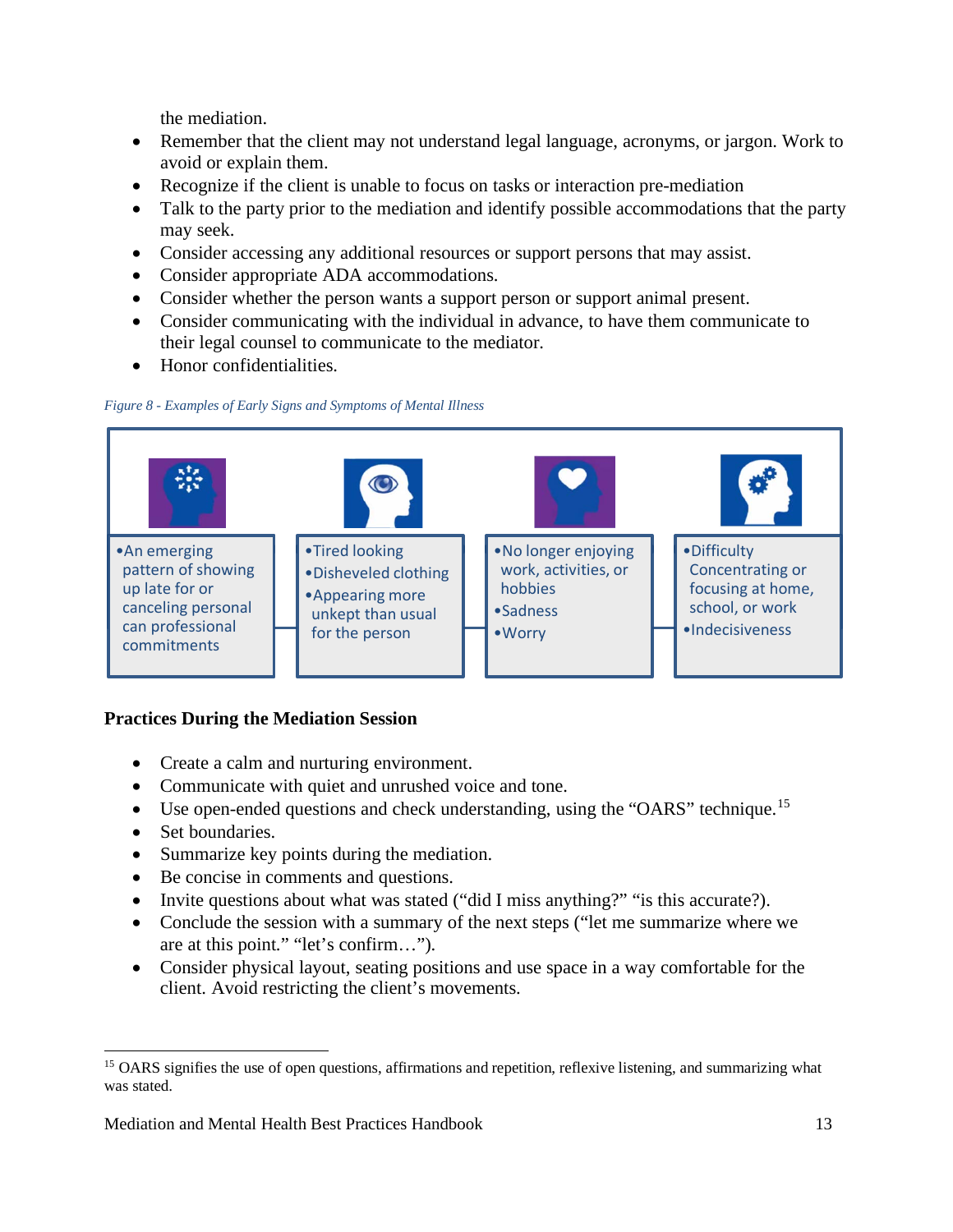the mediation.

- Remember that the client may not understand legal language, acronyms, or jargon. Work to avoid or explain them.
- Recognize if the client is unable to focus on tasks or interaction pre-mediation
- Talk to the party prior to the mediation and identify possible accommodations that the party may seek.
- Consider accessing any additional resources or support persons that may assist.
- Consider appropriate ADA accommodations.
- Consider whether the person wants a support person or support animal present.
- Consider communicating with the individual in advance, to have them communicate to their legal counsel to communicate to the mediator.
- Honor confidentialities.

*Figure 8 - Examples of Early Signs and Symptoms of Mental Illness*

| | | | |
|---|---|---|---|
| •An emerging pattern of showing up late for or canceling personal can professional commitments | •Tired looking<br>•Disheveled clothing<br>•Appearing more unkept than usual for the person | •No longer enjoying work, activities, or hobbies<br>•Sadness<br>•Worry | •Difficulty Concentrating or focusing at home, school, or work<br>•Indecisiveness |

**Practices During the Mediation Session**

- Create a calm and nurturing environment.
- Communicate with quiet and unrushed voice and tone.
- Use open-ended questions and check understanding, using the "OARS" technique.[15]
- Set boundaries.
- Summarize key points during the mediation.
- Be concise in comments and questions.
- Invite questions about what was stated ("did I miss anything?" "is this accurate?).
- Conclude the session with a summary of the next steps ("let me summarize where we are at this point." "let's confirm…").
- Consider physical layout, seating positions and use space in a way comfortable for the client. Avoid restricting the client's movements.

[15] OARS signifies the use of open questions, affirmations and repetition, reflexive listening, and summarizing what was stated.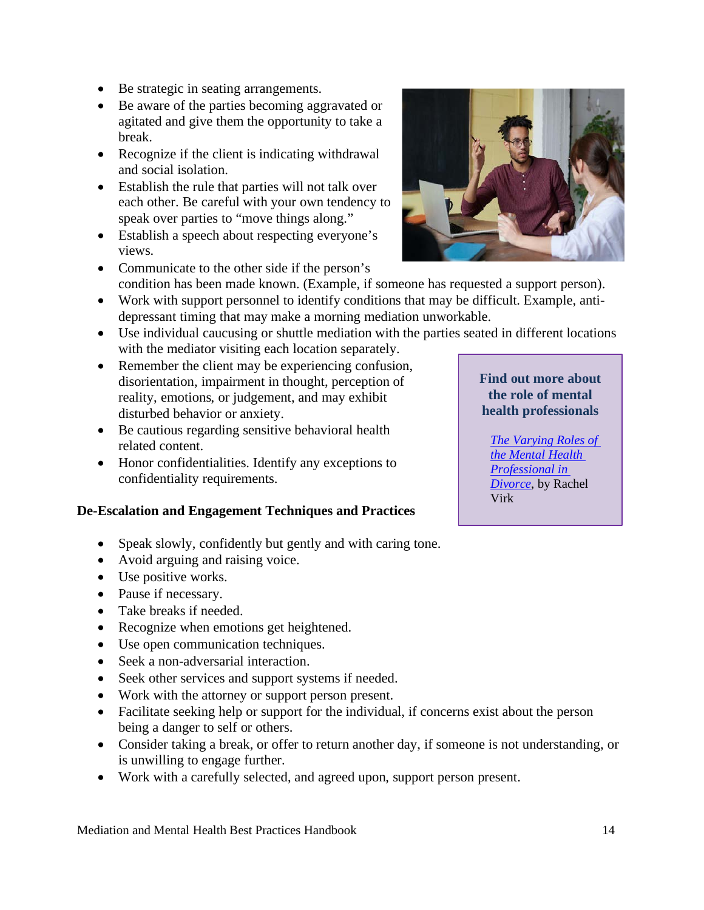- Be strategic in seating arrangements.
- Be aware of the parties becoming aggravated or agitated and give them the opportunity to take a break.
- Recognize if the client is indicating withdrawal and social isolation.
- Establish the rule that parties will not talk over each other. Be careful with your own tendency to speak over parties to "move things along."
- Establish a speech about respecting everyone's views.
- Communicate to the other side if the person's condition has been made known. (Example, if someone has requested a support person).
- Work with support personnel to identify conditions that may be difficult. Example, anti-depressant timing that may make a morning mediation unworkable.
- Use individual caucusing or shuttle mediation with the parties seated in different locations with the mediator visiting each location separately.
- Remember the client may be experiencing confusion, disorientation, impairment in thought, perception of reality, emotions, or judgement, and may exhibit disturbed behavior or anxiety.
- Be cautious regarding sensitive behavioral health related content.
- Honor confidentialities. Identify any exceptions to confidentiality requirements.

> **Find out more about the role of mental health professionals**
>
> *The Varying Roles of the Mental Health Professional in Divorce*, by Rachel Virk

**De-Escalation and Engagement Techniques and Practices**

- Speak slowly, confidently but gently and with caring tone.
- Avoid arguing and raising voice.
- Use positive works.
- Pause if necessary.
- Take breaks if needed.
- Recognize when emotions get heightened.
- Use open communication techniques.
- Seek a non-adversarial interaction.
- Seek other services and support systems if needed.
- Work with the attorney or support person present.
- Facilitate seeking help or support for the individual, if concerns exist about the person being a danger to self or others.
- Consider taking a break, or offer to return another day, if someone is not understanding, or is unwilling to engage further.
- Work with a carefully selected, and agreed upon, support person present.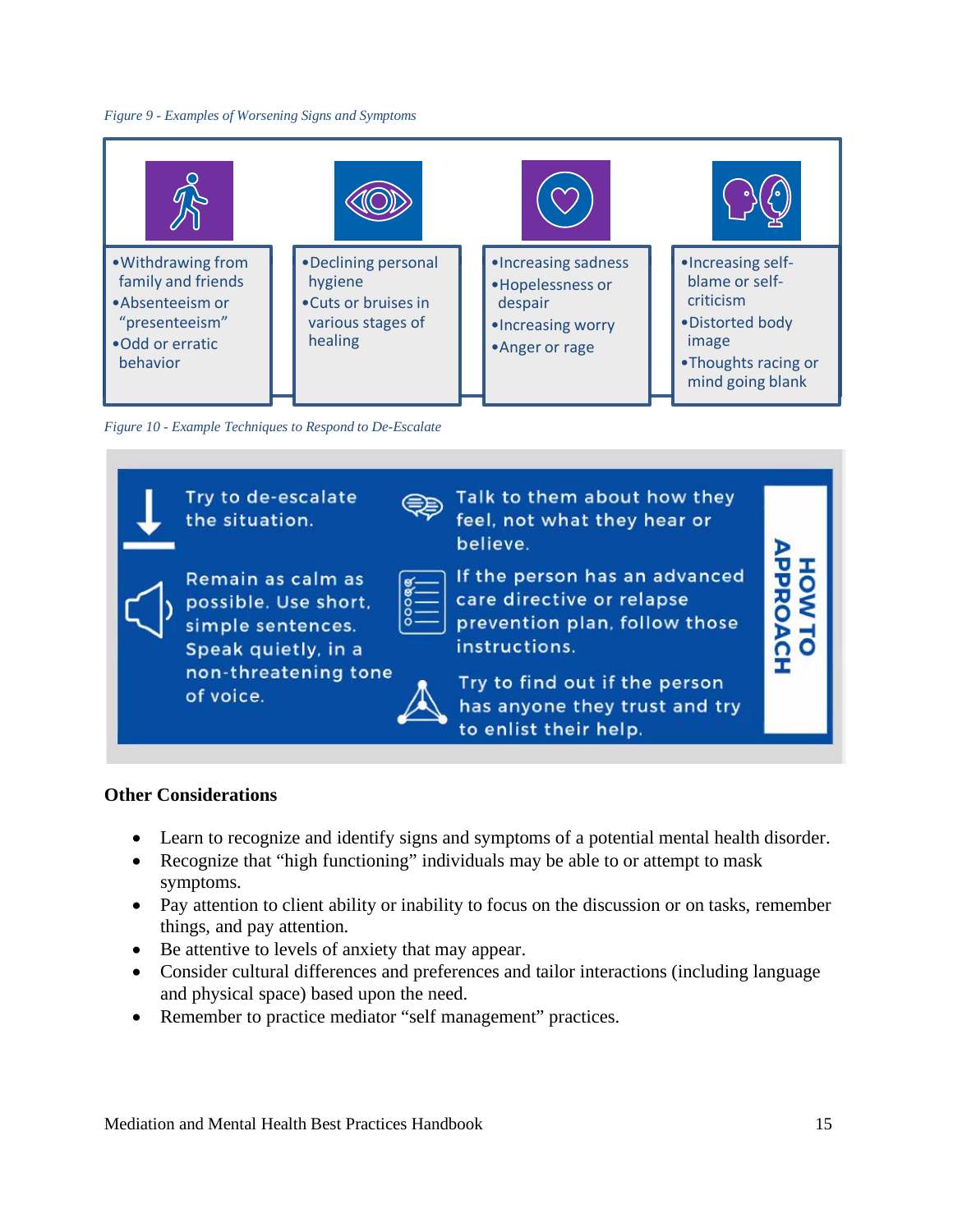*Figure 9 - Examples of Worsening Signs and Symptoms*

- Withdrawing from family and friends
- Absenteeism or "presenteeism"
- Odd or erratic behavior

- Declining personal hygiene
- Cuts or bruises in various stages of healing

- Increasing sadness
- Hopelessness or despair
- Increasing worry
- Anger or rage

- Increasing self-blame or self-criticism
- Distorted body image
- Thoughts racing or mind going blank

*Figure 10 - Example Techniques to Respond to De-Escalate*

**HOW TO APPROACH**

- Try to de-escalate the situation.
- Remain as calm as possible. Use short, simple sentences. Speak quietly, in a non-threatening tone of voice.
- Talk to them about how they feel, not what they hear or believe.
- If the person has an advanced care directive or relapse prevention plan, follow those instructions.
- Try to find out if the person has anyone they trust and try to enlist their help.

### Other Considerations

- Learn to recognize and identify signs and symptoms of a potential mental health disorder.
- Recognize that "high functioning" individuals may be able to or attempt to mask symptoms.
- Pay attention to client ability or inability to focus on the discussion or on tasks, remember things, and pay attention.
- Be attentive to levels of anxiety that may appear.
- Consider cultural differences and preferences and tailor interactions (including language and physical space) based upon the need.
- Remember to practice mediator "self management" practices.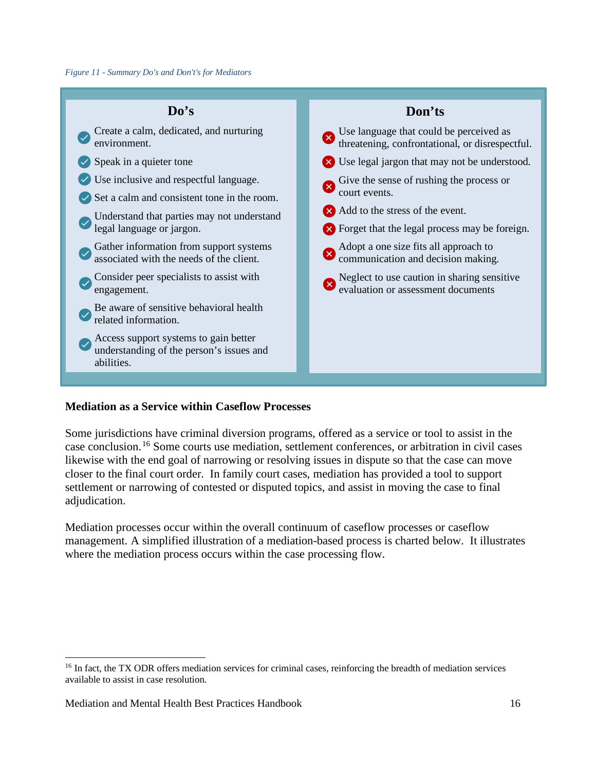*Figure 11 - Summary Do's and Don't's for Mediators*

| Do's | Don'ts |
| --- | --- |
| Create a calm, dedicated, and nurturing environment. | Use language that could be perceived as threatening, confrontational, or disrespectful. |
| Speak in a quieter tone | Use legal jargon that may not be understood. |
| Use inclusive and respectful language. | Give the sense of rushing the process or court events. |
| Set a calm and consistent tone in the room. | Add to the stress of the event. |
| Understand that parties may not understand legal language or jargon. | Forget that the legal process may be foreign. |
| Gather information from support systems associated with the needs of the client. | Adopt a one size fits all approach to communication and decision making. |
| Consider peer specialists to assist with engagement. | Neglect to use caution in sharing sensitive evaluation or assessment documents |
| Be aware of sensitive behavioral health related information. | |
| Access support systems to gain better understanding of the person's issues and abilities. | |

**Mediation as a Service within Caseflow Processes**

Some jurisdictions have criminal diversion programs, offered as a service or tool to assist in the case conclusion.[16] Some courts use mediation, settlement conferences, or arbitration in civil cases likewise with the end goal of narrowing or resolving issues in dispute so that the case can move closer to the final court order. In family court cases, mediation has provided a tool to support settlement or narrowing of contested or disputed topics, and assist in moving the case to final adjudication.

Mediation processes occur within the overall continuum of caseflow processes or caseflow management. A simplified illustration of a mediation-based process is charted below. It illustrates where the mediation process occurs within the case processing flow.

[16] In fact, the TX ODR offers mediation services for criminal cases, reinforcing the breadth of mediation services available to assist in case resolution.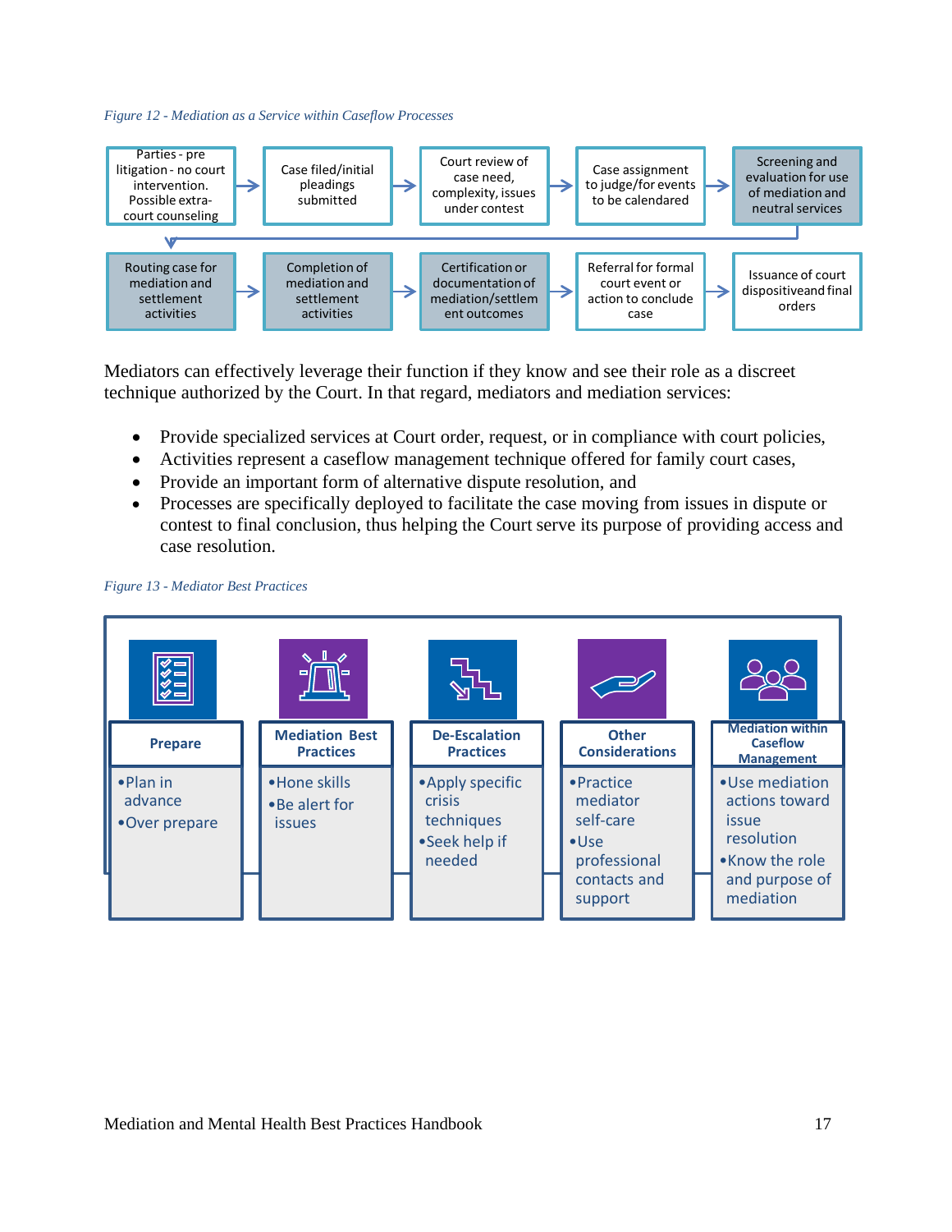*Figure 12 - Mediation as a Service within Caseflow Processes*

1. Parties - pre litigation - no court intervention. Possible extra-court counseling
2. Case filed/initial pleadings submitted
3. Court review of case need, complexity, issues under contest
4. Case assignment to judge/for events to be calendared
5. Screening and evaluation for use of mediation and neutral services
6. Routing case for mediation and settlement activities
7. Completion of mediation and settlement activities
8. Certification or documentation of mediation/settlement outcomes
9. Referral for formal court event or action to conclude case
10. Issuance of court dispositiveand final orders

Mediators can effectively leverage their function if they know and see their role as a discreet technique authorized by the Court. In that regard, mediators and mediation services:

- Provide specialized services at Court order, request, or in compliance with court policies,
- Activities represent a caseflow management technique offered for family court cases,
- Provide an important form of alternative dispute resolution, and
- Processes are specifically deployed to facilitate the case moving from issues in dispute or contest to final conclusion, thus helping the Court serve its purpose of providing access and case resolution.

*Figure 13 - Mediator Best Practices*

| Prepare | Mediation Best Practices | De-Escalation Practices | Other Considerations | Mediation within Caseflow Management |
|---|---|---|---|---|
| • Plan in advance<br>• Over prepare | • Hone skills<br>• Be alert for issues | • Apply specific crisis techniques<br>• Seek help if needed | • Practice mediator self-care<br>• Use professional contacts and support | • Use mediation actions toward issue resolution<br>• Know the role and purpose of mediation |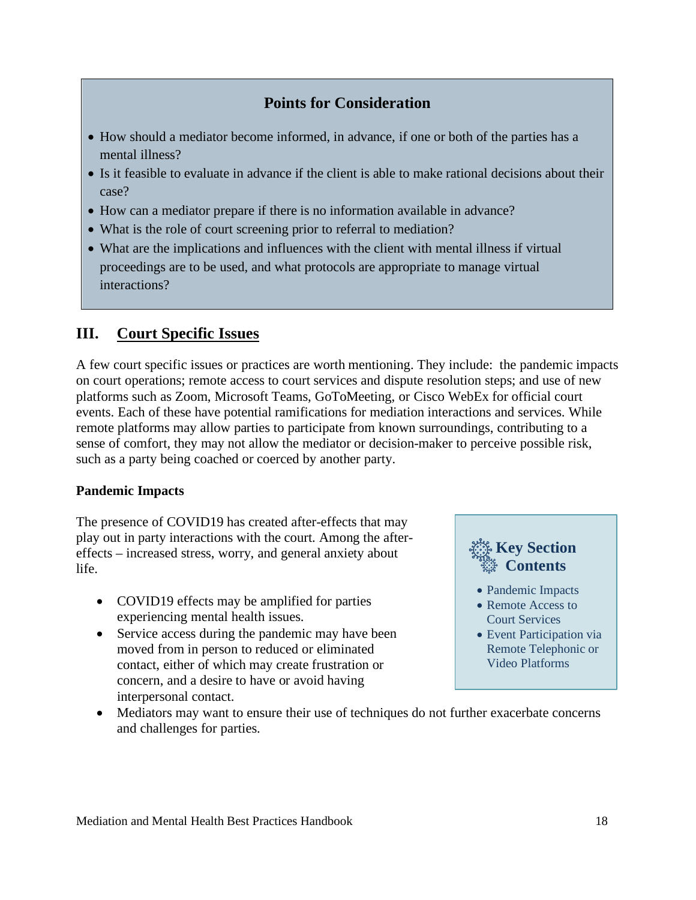**Points for Consideration**

- How should a mediator become informed, in advance, if one or both of the parties has a mental illness?
- Is it feasible to evaluate in advance if the client is able to make rational decisions about their case?
- How can a mediator prepare if there is no information available in advance?
- What is the role of court screening prior to referral to mediation?
- What are the implications and influences with the client with mental illness if virtual proceedings are to be used, and what protocols are appropriate to manage virtual interactions?

## III. Court Specific Issues

A few court specific issues or practices are worth mentioning. They include: the pandemic impacts on court operations; remote access to court services and dispute resolution steps; and use of new platforms such as Zoom, Microsoft Teams, GoToMeeting, or Cisco WebEx for official court events. Each of these have potential ramifications for mediation interactions and services. While remote platforms may allow parties to participate from known surroundings, contributing to a sense of comfort, they may not allow the mediator or decision-maker to perceive possible risk, such as a party being coached or coerced by another party.

**Key Section Contents**

- Pandemic Impacts
- Remote Access to Court Services
- Event Participation via Remote Telephonic or Video Platforms

### Pandemic Impacts

The presence of COVID19 has created after-effects that may play out in party interactions with the court. Among the after-effects – increased stress, worry, and general anxiety about life.

- COVID19 effects may be amplified for parties experiencing mental health issues.
- Service access during the pandemic may have been moved from in person to reduced or eliminated contact, either of which may create frustration or concern, and a desire to have or avoid having interpersonal contact.
- Mediators may want to ensure their use of techniques do not further exacerbate concerns and challenges for parties.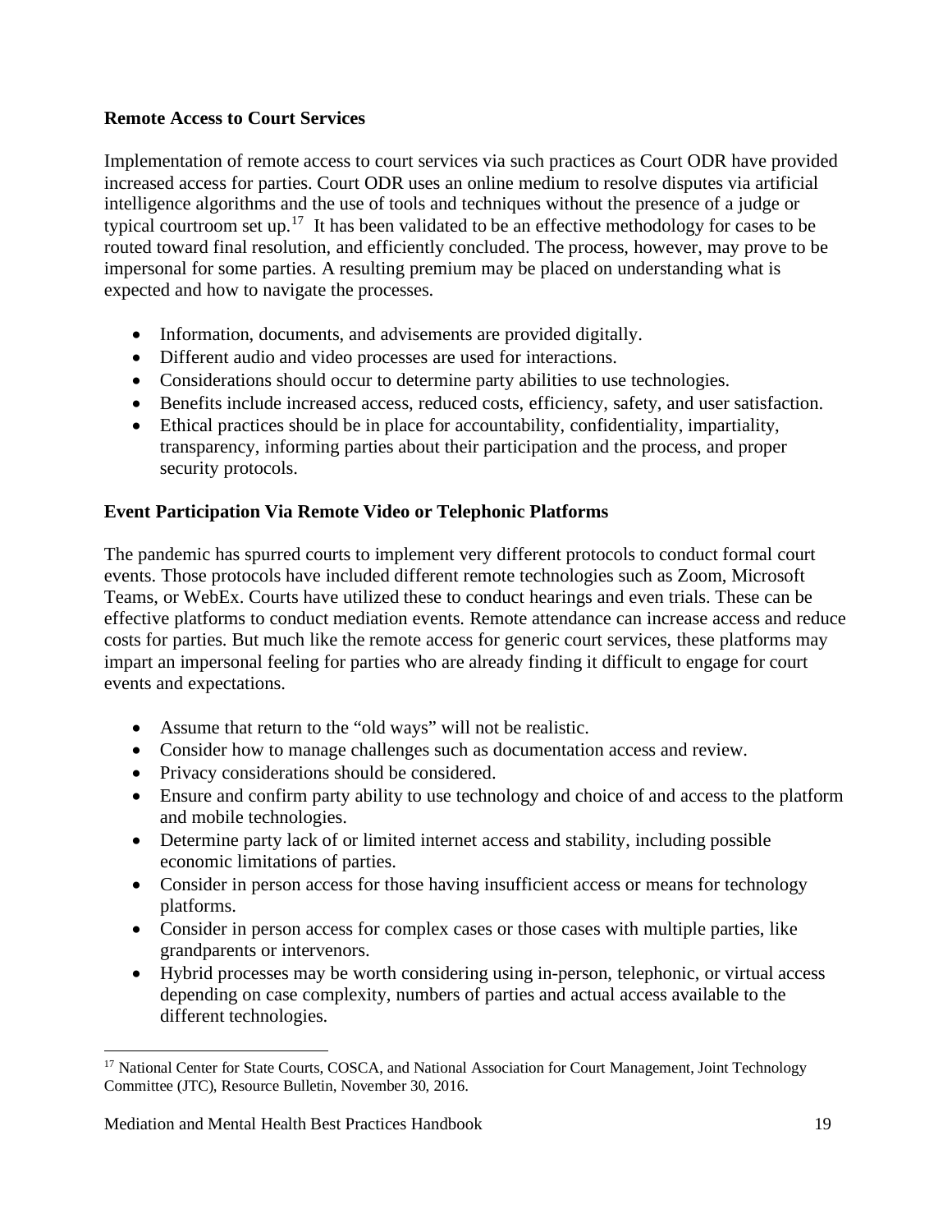**Remote Access to Court Services**

Implementation of remote access to court services via such practices as Court ODR have provided increased access for parties. Court ODR uses an online medium to resolve disputes via artificial intelligence algorithms and the use of tools and techniques without the presence of a judge or typical courtroom set up.[17] It has been validated to be an effective methodology for cases to be routed toward final resolution, and efficiently concluded. The process, however, may prove to be impersonal for some parties. A resulting premium may be placed on understanding what is expected and how to navigate the processes.

- Information, documents, and advisements are provided digitally.
- Different audio and video processes are used for interactions.
- Considerations should occur to determine party abilities to use technologies.
- Benefits include increased access, reduced costs, efficiency, safety, and user satisfaction.
- Ethical practices should be in place for accountability, confidentiality, impartiality, transparency, informing parties about their participation and the process, and proper security protocols.

**Event Participation Via Remote Video or Telephonic Platforms**

The pandemic has spurred courts to implement very different protocols to conduct formal court events. Those protocols have included different remote technologies such as Zoom, Microsoft Teams, or WebEx. Courts have utilized these to conduct hearings and even trials. These can be effective platforms to conduct mediation events. Remote attendance can increase access and reduce costs for parties. But much like the remote access for generic court services, these platforms may impart an impersonal feeling for parties who are already finding it difficult to engage for court events and expectations.

- Assume that return to the "old ways" will not be realistic.
- Consider how to manage challenges such as documentation access and review.
- Privacy considerations should be considered.
- Ensure and confirm party ability to use technology and choice of and access to the platform and mobile technologies.
- Determine party lack of or limited internet access and stability, including possible economic limitations of parties.
- Consider in person access for those having insufficient access or means for technology platforms.
- Consider in person access for complex cases or those cases with multiple parties, like grandparents or intervenors.
- Hybrid processes may be worth considering using in-person, telephonic, or virtual access depending on case complexity, numbers of parties and actual access available to the different technologies.

---

[17] National Center for State Courts, COSCA, and National Association for Court Management, Joint Technology Committee (JTC), Resource Bulletin, November 30, 2016.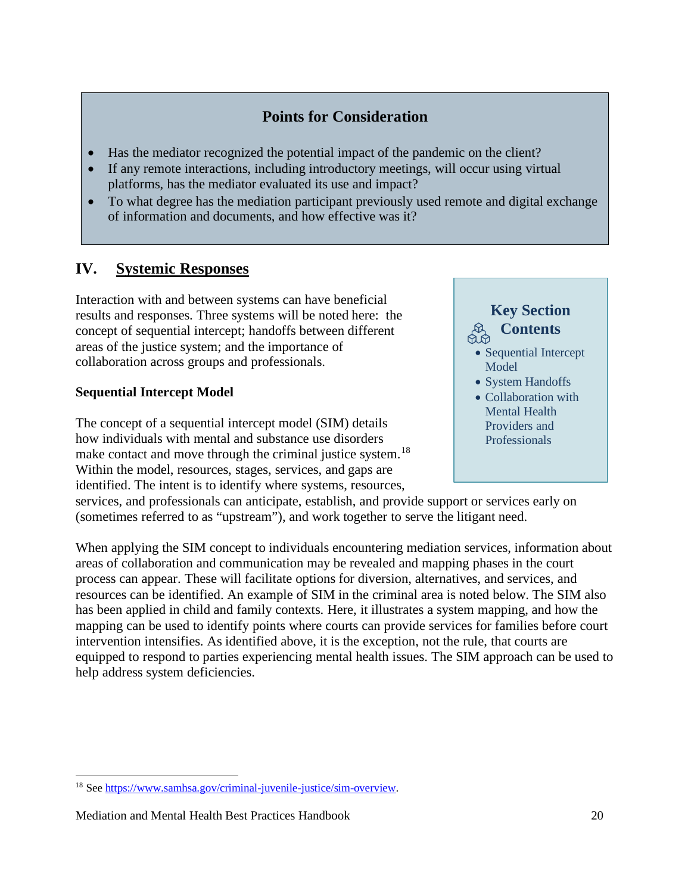### Points for Consideration

- Has the mediator recognized the potential impact of the pandemic on the client?
- If any remote interactions, including introductory meetings, will occur using virtual platforms, has the mediator evaluated its use and impact?
- To what degree has the mediation participant previously used remote and digital exchange of information and documents, and how effective was it?

## IV. Systemic Responses

Interaction with and between systems can have beneficial results and responses. Three systems will be noted here: the concept of sequential intercept; handoffs between different areas of the justice system; and the importance of collaboration across groups and professionals.

> **Key Section Contents**
> - Sequential Intercept Model
> - System Handoffs
> - Collaboration with Mental Health Providers and Professionals

### Sequential Intercept Model

The concept of a sequential intercept model (SIM) details how individuals with mental and substance use disorders make contact and move through the criminal justice system.[18] Within the model, resources, stages, services, and gaps are identified. The intent is to identify where systems, resources, services, and professionals can anticipate, establish, and provide support or services early on (sometimes referred to as "upstream"), and work together to serve the litigant need.

When applying the SIM concept to individuals encountering mediation services, information about areas of collaboration and communication may be revealed and mapping phases in the court process can appear. These will facilitate options for diversion, alternatives, and services, and resources can be identified. An example of SIM in the criminal area is noted below. The SIM also has been applied in child and family contexts. Here, it illustrates a system mapping, and how the mapping can be used to identify points where courts can provide services for families before court intervention intensifies. As identified above, it is the exception, not the rule, that courts are equipped to respond to parties experiencing mental health issues. The SIM approach can be used to help address system deficiencies.

---

[18] See https://www.samhsa.gov/criminal-juvenile-justice/sim-overview.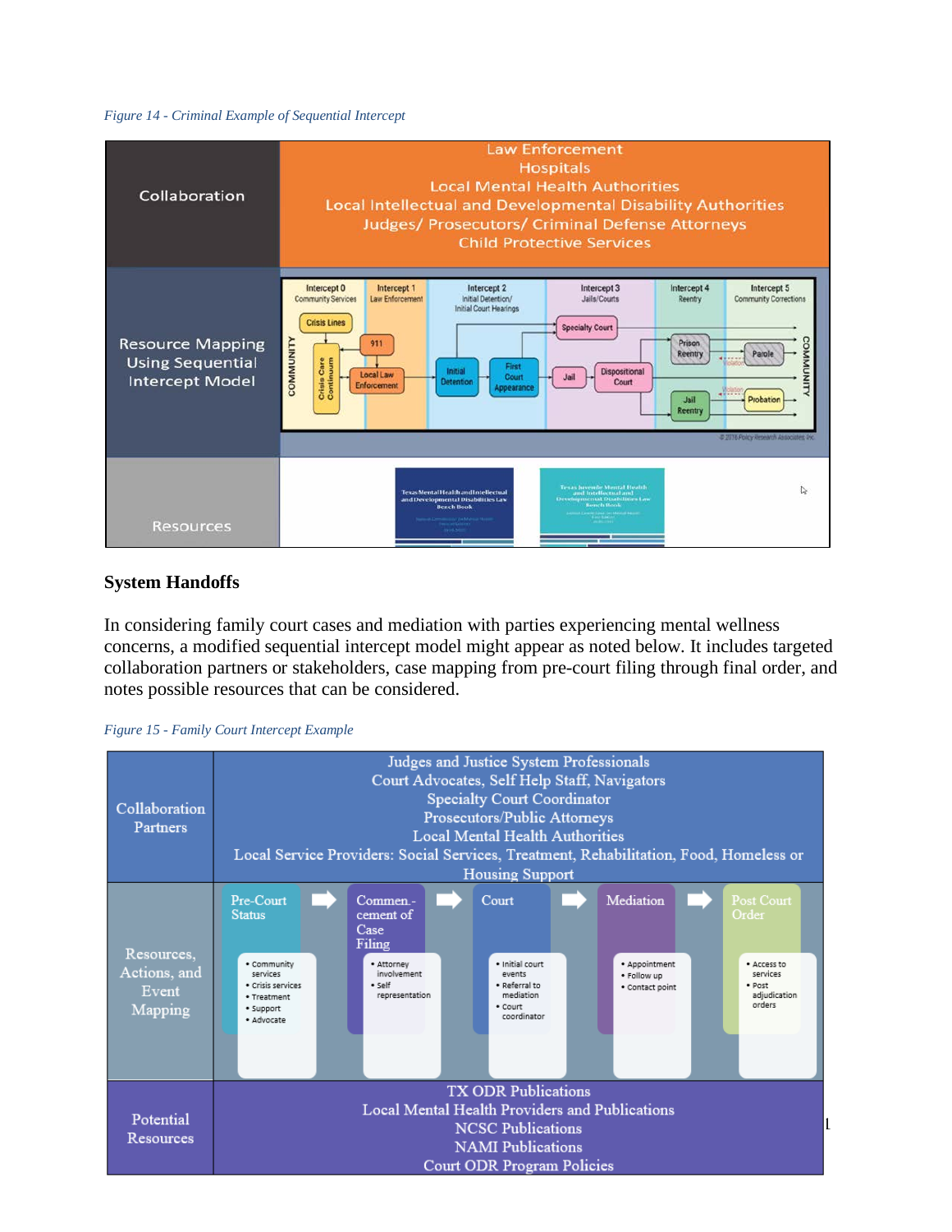*Figure 14 - Criminal Example of Sequential Intercept*

| Collaboration | Law Enforcement<br>Hospitals<br>Local Mental Health Authorities<br>Local Intellectual and Developmental Disability Authorities<br>Judges/ Prosecutors/ Criminal Defense Attorneys<br>Child Protective Services |
|---|---|
| Resource Mapping Using Sequential Intercept Model | Intercept 0 Community Services: Crisis Lines, Crisis Care Continuum; Intercept 1 Law Enforcement: 911, Local Law Enforcement; Intercept 2 Initial Detention/ Initial Court Hearings: Initial Detention, First Court Appearance; Intercept 3 Jails/Courts: Specialty Court, Jail, Dispositional Court; Intercept 4 Reentry: Prison Reentry, Jail Reentry; Intercept 5 Community Corrections: Parole, Probation |
| Resources | Texas Mental Health and Intellectual and Developmental Disabilities Law Bench Book; Texas Juvenile Mental Health and Intellectual and Developmental Disabilities Law Bench Book |

## System Handoffs

In considering family court cases and mediation with parties experiencing mental wellness concerns, a modified sequential intercept model might appear as noted below. It includes targeted collaboration partners or stakeholders, case mapping from pre-court filing through final order, and notes possible resources that can be considered.

*Figure 15 - Family Court Intercept Example*

| Collaboration Partners | Judges and Justice System Professionals<br>Court Advocates, Self Help Staff, Navigators<br>Specialty Court Coordinator<br>Prosecutors/Public Attorneys<br>Local Mental Health Authorities<br>Local Service Providers: Social Services, Treatment, Rehabilitation, Food, Homeless or Housing Support |
|---|---|
| Resources, Actions, and Event Mapping | **Pre-Court Status**: Community services; Crisis services; Treatment; Support; Advocate → **Commencement of Case Filing**: Attorney involvement; Self representation → **Court**: Initial court events; Referral to mediation; Court coordinator → **Mediation**: Appointment; Follow up; Contact point → **Post Court Order**: Access to services; Post adjudication orders |
| Potential Resources | TX ODR Publications<br>Local Mental Health Providers and Publications<br>NCSC Publications<br>NAMI Publications<br>Court ODR Program Policies |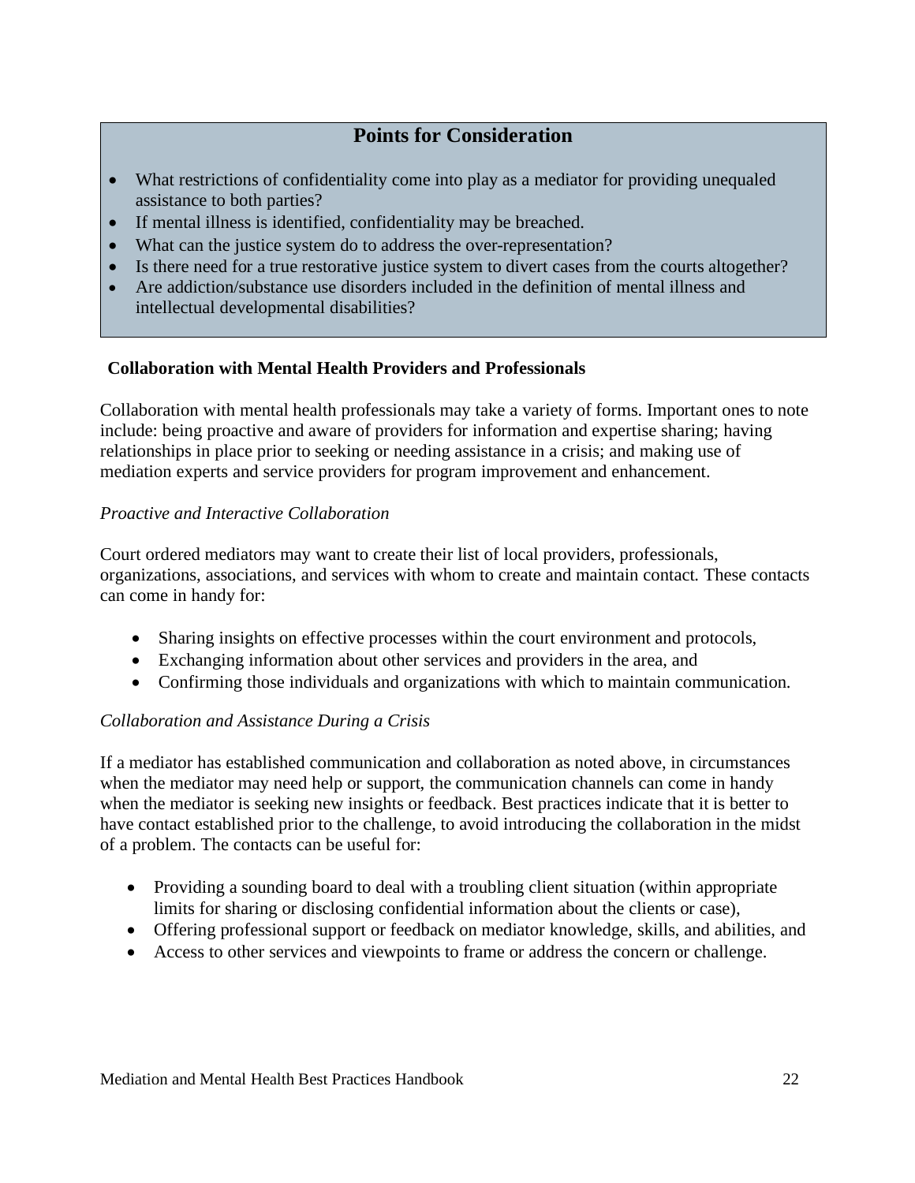## Points for Consideration

- What restrictions of confidentiality come into play as a mediator for providing unequaled assistance to both parties?
- If mental illness is identified, confidentiality may be breached.
- What can the justice system do to address the over-representation?
- Is there need for a true restorative justice system to divert cases from the courts altogether?
- Are addiction/substance use disorders included in the definition of mental illness and intellectual developmental disabilities?

### Collaboration with Mental Health Providers and Professionals

Collaboration with mental health professionals may take a variety of forms. Important ones to note include: being proactive and aware of providers for information and expertise sharing; having relationships in place prior to seeking or needing assistance in a crisis; and making use of mediation experts and service providers for program improvement and enhancement.

*Proactive and Interactive Collaboration*

Court ordered mediators may want to create their list of local providers, professionals, organizations, associations, and services with whom to create and maintain contact. These contacts can come in handy for:

- Sharing insights on effective processes within the court environment and protocols,
- Exchanging information about other services and providers in the area, and
- Confirming those individuals and organizations with which to maintain communication.

*Collaboration and Assistance During a Crisis*

If a mediator has established communication and collaboration as noted above, in circumstances when the mediator may need help or support, the communication channels can come in handy when the mediator is seeking new insights or feedback. Best practices indicate that it is better to have contact established prior to the challenge, to avoid introducing the collaboration in the midst of a problem. The contacts can be useful for:

- Providing a sounding board to deal with a troubling client situation (within appropriate limits for sharing or disclosing confidential information about the clients or case),
- Offering professional support or feedback on mediator knowledge, skills, and abilities, and
- Access to other services and viewpoints to frame or address the concern or challenge.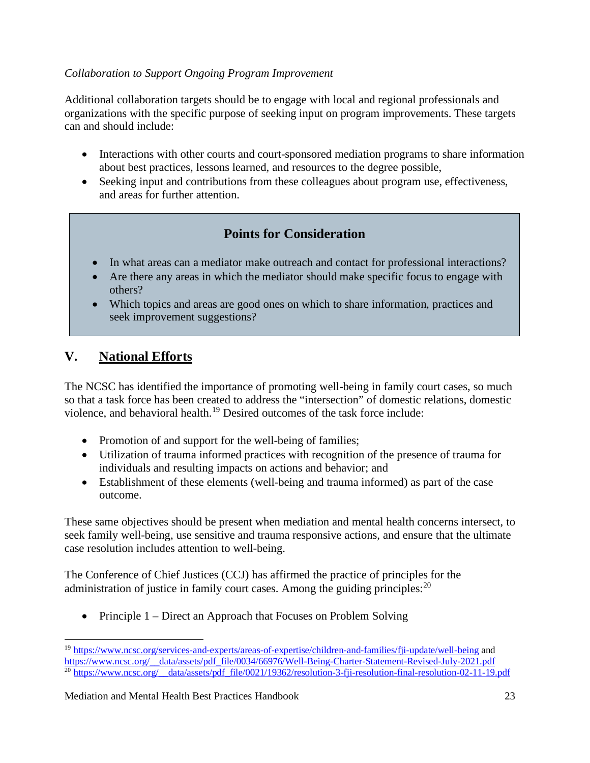*Collaboration to Support Ongoing Program Improvement*

Additional collaboration targets should be to engage with local and regional professionals and organizations with the specific purpose of seeking input on program improvements. These targets can and should include:

- Interactions with other courts and court-sponsored mediation programs to share information about best practices, lessons learned, and resources to the degree possible,
- Seeking input and contributions from these colleagues about program use, effectiveness, and areas for further attention.

> **Points for Consideration**
>
> - In what areas can a mediator make outreach and contact for professional interactions?
> - Are there any areas in which the mediator should make specific focus to engage with others?
> - Which topics and areas are good ones on which to share information, practices and seek improvement suggestions?

## V. National Efforts

The NCSC has identified the importance of promoting well-being in family court cases, so much so that a task force has been created to address the "intersection" of domestic relations, domestic violence, and behavioral health.[19] Desired outcomes of the task force include:

- Promotion of and support for the well-being of families;
- Utilization of trauma informed practices with recognition of the presence of trauma for individuals and resulting impacts on actions and behavior; and
- Establishment of these elements (well-being and trauma informed) as part of the case outcome.

These same objectives should be present when mediation and mental health concerns intersect, to seek family well-being, use sensitive and trauma responsive actions, and ensure that the ultimate case resolution includes attention to well-being.

The Conference of Chief Justices (CCJ) has affirmed the practice of principles for the administration of justice in family court cases. Among the guiding principles:[20]

- Principle 1 – Direct an Approach that Focuses on Problem Solving

---

[19] https://www.ncsc.org/services-and-experts/areas-of-expertise/children-and-families/fji-update/well-being and https://www.ncsc.org/__data/assets/pdf_file/0034/66976/Well-Being-Charter-Statement-Revised-July-2021.pdf

[20] https://www.ncsc.org/__data/assets/pdf_file/0021/19362/resolution-3-fji-resolution-final-resolution-02-11-19.pdf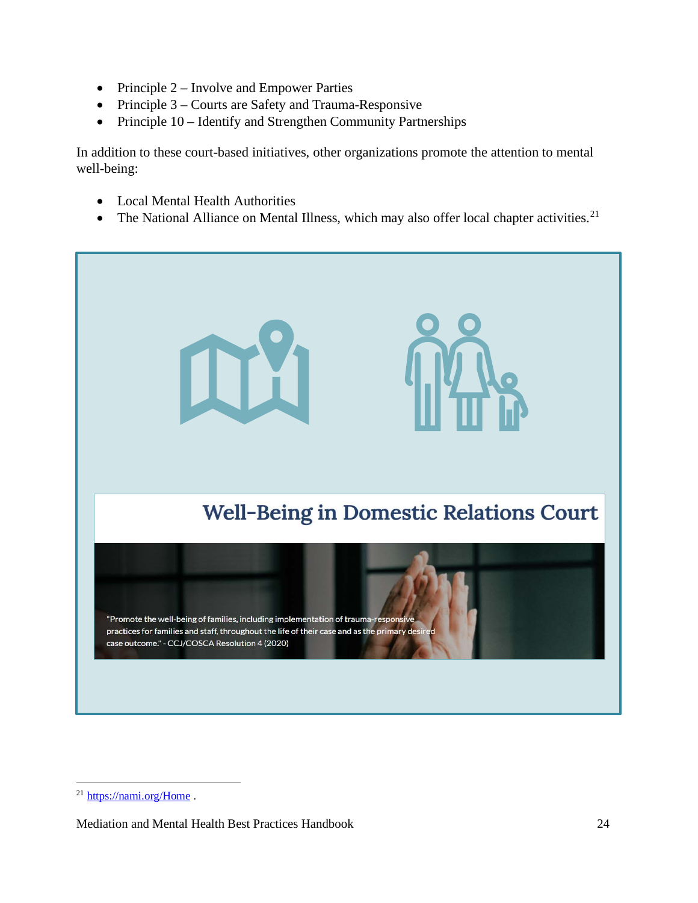- Principle 2 – Involve and Empower Parties
- Principle 3 – Courts are Safety and Trauma-Responsive
- Principle 10 – Identify and Strengthen Community Partnerships

In addition to these court-based initiatives, other organizations promote the attention to mental well-being:

- Local Mental Health Authorities
- The National Alliance on Mental Illness, which may also offer local chapter activities.[21]

**Well-Being in Domestic Relations Court**

"Promote the well-being of families, including implementation of trauma-responsive practices for families and staff, throughout the life of their case and as the primary desired case outcome." - CCJ/COSCA Resolution 4 (2020)

[21] https://nami.org/Home .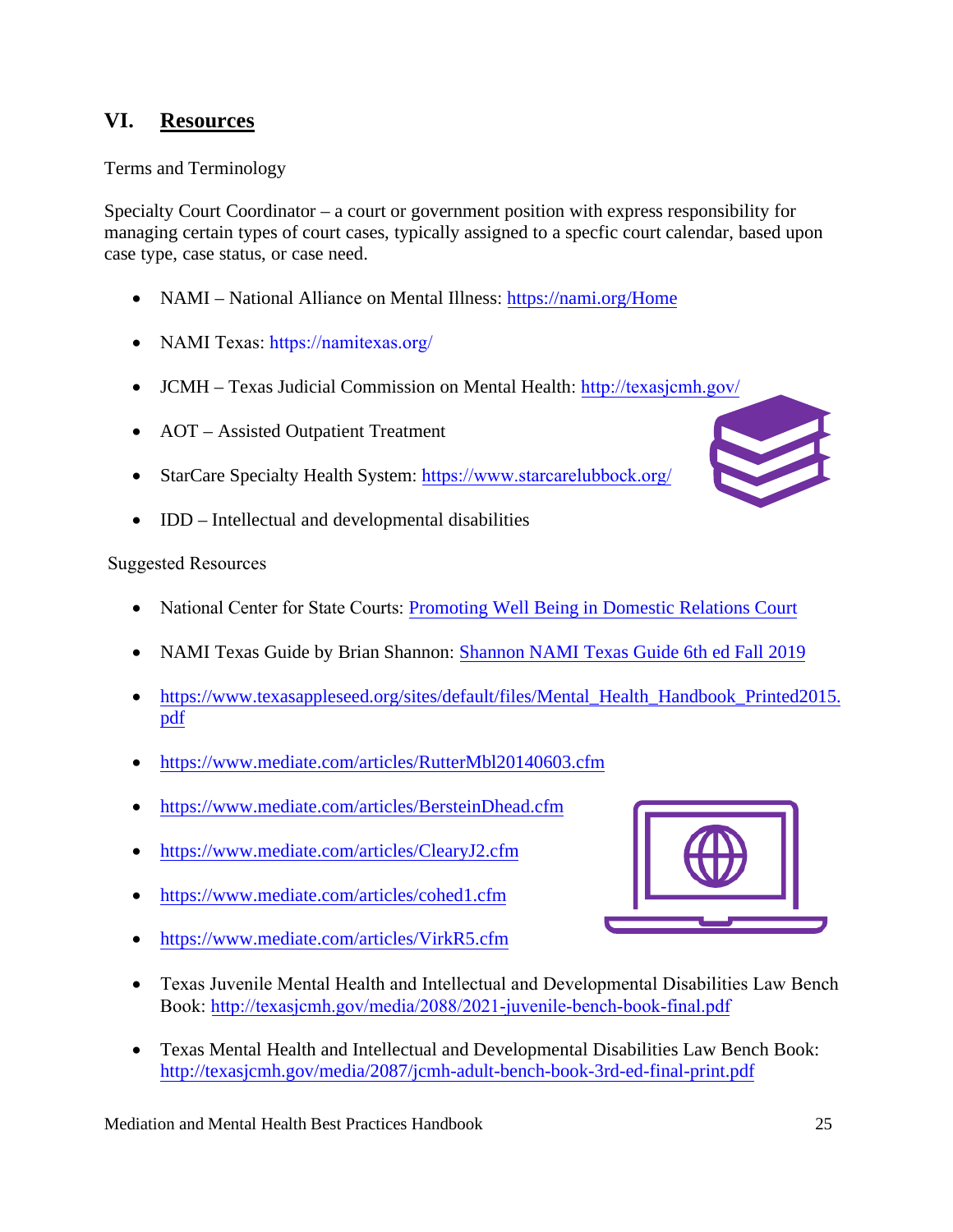## VI. Resources

Terms and Terminology

Specialty Court Coordinator – a court or government position with express responsibility for managing certain types of court cases, typically assigned to a specfic court calendar, based upon case type, case status, or case need.

- NAMI – National Alliance on Mental Illness: https://nami.org/Home
- NAMI Texas: https://namitexas.org/
- JCMH – Texas Judicial Commission on Mental Health: http://texasjcmh.gov/
- AOT – Assisted Outpatient Treatment
- StarCare Specialty Health System: https://www.starcarelubbock.org/
- IDD – Intellectual and developmental disabilities

Suggested Resources

- National Center for State Courts: Promoting Well Being in Domestic Relations Court
- NAMI Texas Guide by Brian Shannon: Shannon NAMI Texas Guide 6th ed Fall 2019
- https://www.texasappleseed.org/sites/default/files/Mental_Health_Handbook_Printed2015.pdf
- https://www.mediate.com/articles/RutterMbl20140603.cfm
- https://www.mediate.com/articles/BersteinDhead.cfm
- https://www.mediate.com/articles/ClearyJ2.cfm
- https://www.mediate.com/articles/cohed1.cfm
- https://www.mediate.com/articles/VirkR5.cfm
- Texas Juvenile Mental Health and Intellectual and Developmental Disabilities Law Bench Book: http://texasjcmh.gov/media/2088/2021-juvenile-bench-book-final.pdf
- Texas Mental Health and Intellectual and Developmental Disabilities Law Bench Book: http://texasjcmh.gov/media/2087/jcmh-adult-bench-book-3rd-ed-final-print.pdf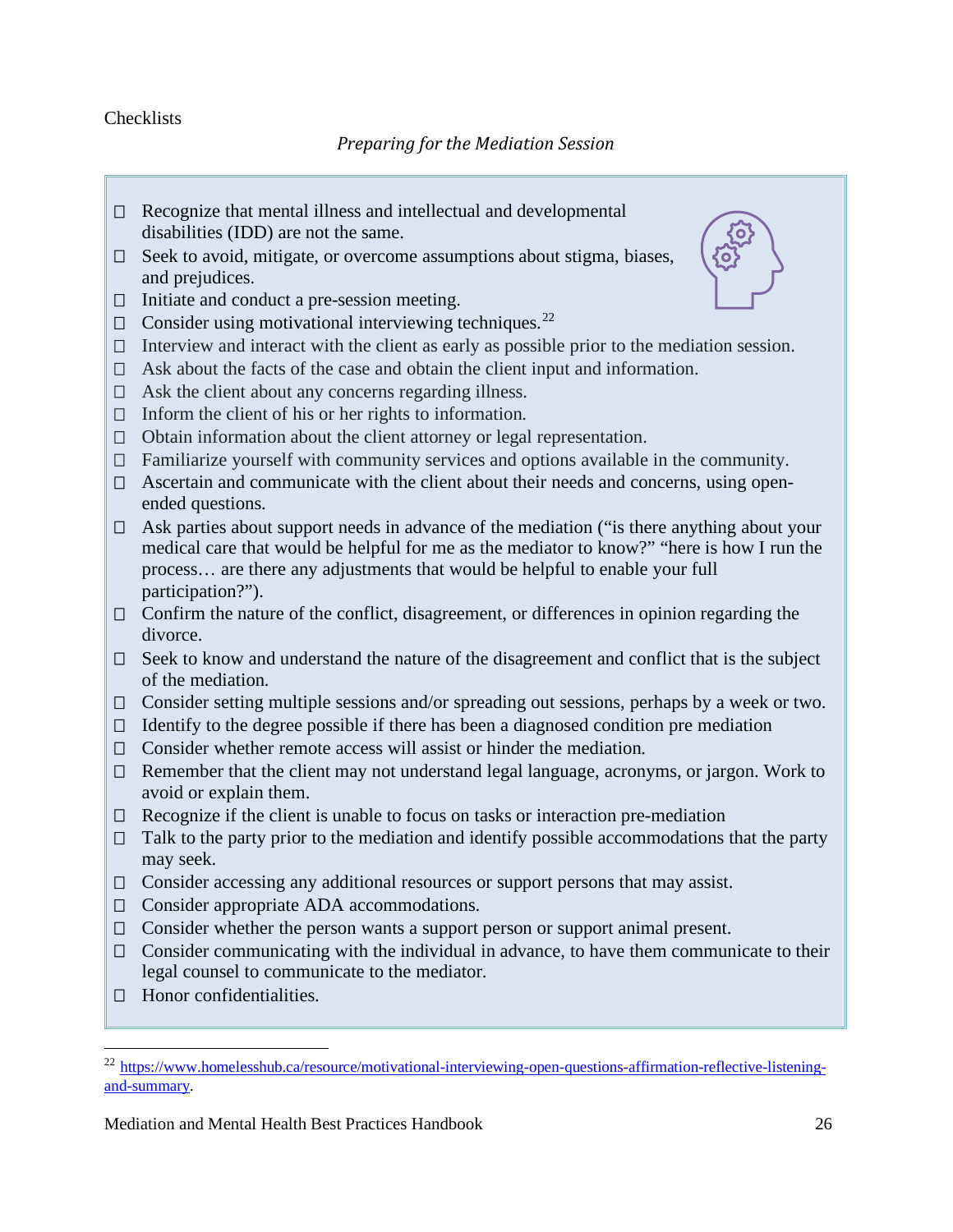Checklists

*Preparing for the Mediation Session*

- ☐ Recognize that mental illness and intellectual and developmental disabilities (IDD) are not the same.
- ☐ Seek to avoid, mitigate, or overcome assumptions about stigma, biases, and prejudices.
- ☐ Initiate and conduct a pre-session meeting.
- ☐ Consider using motivational interviewing techniques.[22]
- ☐ Interview and interact with the client as early as possible prior to the mediation session.
- ☐ Ask about the facts of the case and obtain the client input and information.
- ☐ Ask the client about any concerns regarding illness.
- ☐ Inform the client of his or her rights to information.
- ☐ Obtain information about the client attorney or legal representation.
- ☐ Familiarize yourself with community services and options available in the community.
- ☐ Ascertain and communicate with the client about their needs and concerns, using open-ended questions.
- ☐ Ask parties about support needs in advance of the mediation ("is there anything about your medical care that would be helpful for me as the mediator to know?" "here is how I run the process… are there any adjustments that would be helpful to enable your full participation?").
- ☐ Confirm the nature of the conflict, disagreement, or differences in opinion regarding the divorce.
- ☐ Seek to know and understand the nature of the disagreement and conflict that is the subject of the mediation.
- ☐ Consider setting multiple sessions and/or spreading out sessions, perhaps by a week or two.
- ☐ Identify to the degree possible if there has been a diagnosed condition pre mediation
- ☐ Consider whether remote access will assist or hinder the mediation.
- ☐ Remember that the client may not understand legal language, acronyms, or jargon. Work to avoid or explain them.
- ☐ Recognize if the client is unable to focus on tasks or interaction pre-mediation
- ☐ Talk to the party prior to the mediation and identify possible accommodations that the party may seek.
- ☐ Consider accessing any additional resources or support persons that may assist.
- ☐ Consider appropriate ADA accommodations.
- ☐ Consider whether the person wants a support person or support animal present.
- ☐ Consider communicating with the individual in advance, to have them communicate to their legal counsel to communicate to the mediator.
- ☐ Honor confidentialities.

---

[22] https://www.homelesshub.ca/resource/motivational-interviewing-open-questions-affirmation-reflective-listening-and-summary.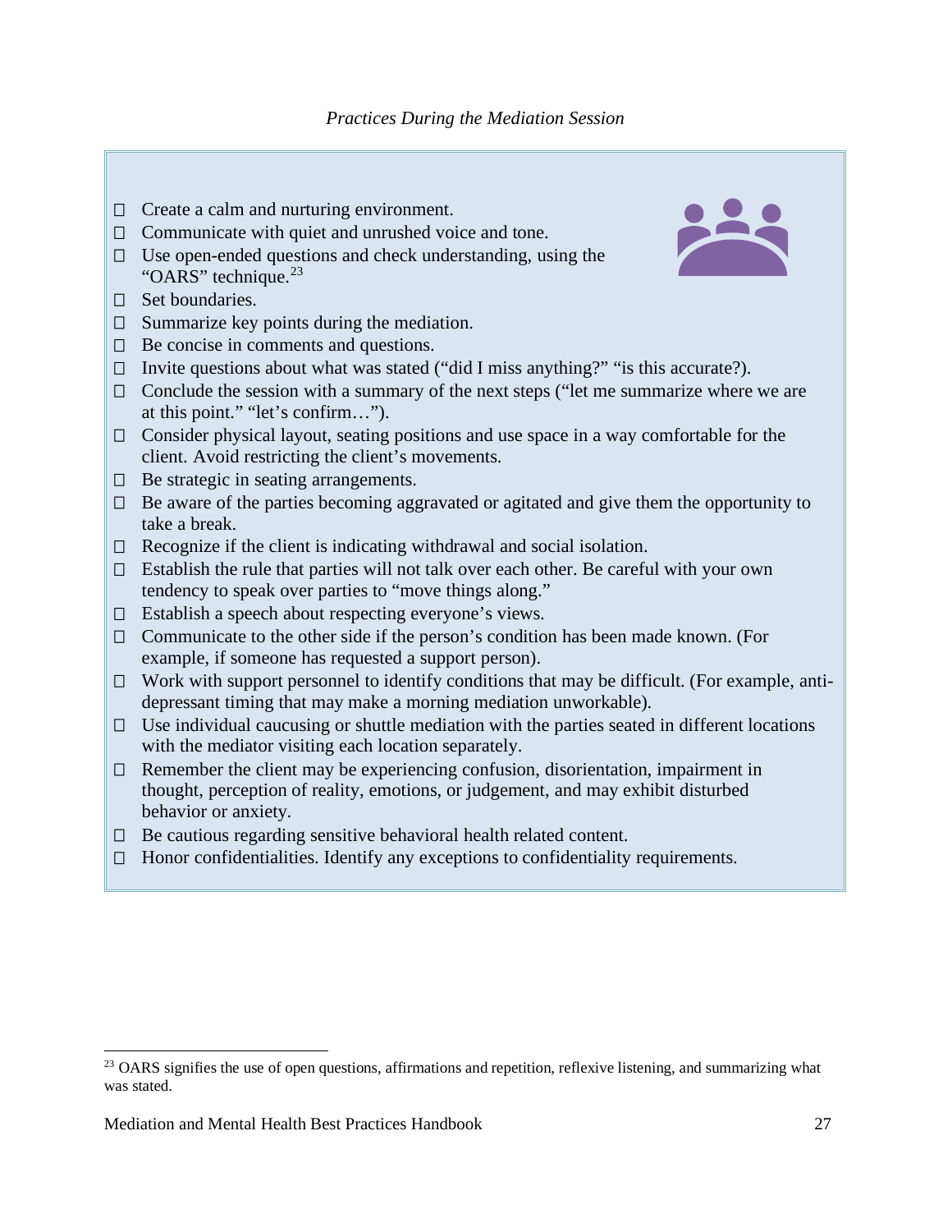*Practices During the Mediation Session*

- ☐ Create a calm and nurturing environment.
- ☐ Communicate with quiet and unrushed voice and tone.
- ☐ Use open-ended questions and check understanding, using the "OARS" technique.[23]
- ☐ Set boundaries.
- ☐ Summarize key points during the mediation.
- ☐ Be concise in comments and questions.
- ☐ Invite questions about what was stated ("did I miss anything?" "is this accurate?).
- ☐ Conclude the session with a summary of the next steps ("let me summarize where we are at this point." "let's confirm…").
- ☐ Consider physical layout, seating positions and use space in a way comfortable for the client. Avoid restricting the client's movements.
- ☐ Be strategic in seating arrangements.
- ☐ Be aware of the parties becoming aggravated or agitated and give them the opportunity to take a break.
- ☐ Recognize if the client is indicating withdrawal and social isolation.
- ☐ Establish the rule that parties will not talk over each other. Be careful with your own tendency to speak over parties to "move things along."
- ☐ Establish a speech about respecting everyone's views.
- ☐ Communicate to the other side if the person's condition has been made known. (For example, if someone has requested a support person).
- ☐ Work with support personnel to identify conditions that may be difficult. (For example, anti-depressant timing that may make a morning mediation unworkable).
- ☐ Use individual caucusing or shuttle mediation with the parties seated in different locations with the mediator visiting each location separately.
- ☐ Remember the client may be experiencing confusion, disorientation, impairment in thought, perception of reality, emotions, or judgement, and may exhibit disturbed behavior or anxiety.
- ☐ Be cautious regarding sensitive behavioral health related content.
- ☐ Honor confidentialities. Identify any exceptions to confidentiality requirements.

---

[23] OARS signifies the use of open questions, affirmations and repetition, reflexive listening, and summarizing what was stated.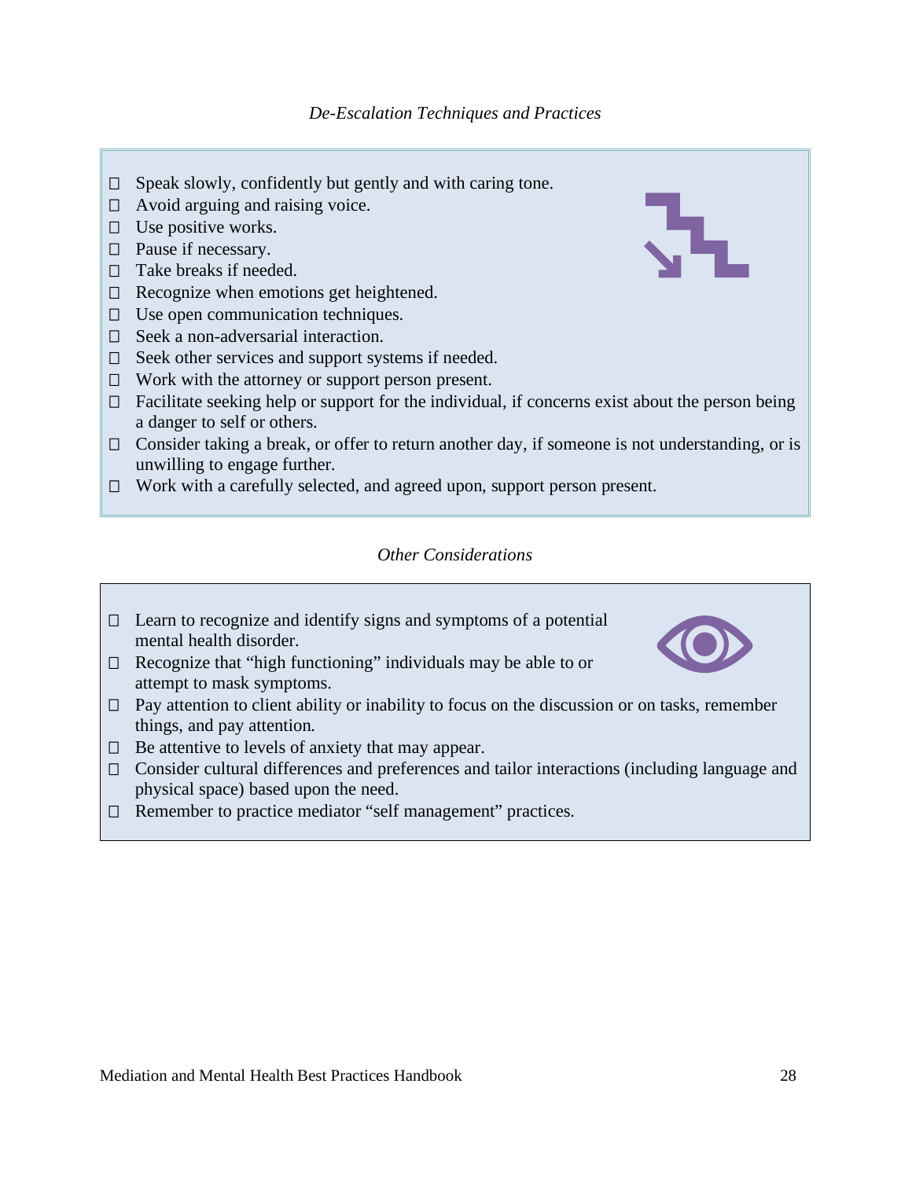*De-Escalation Techniques and Practices*

- ☐ Speak slowly, confidently but gently and with caring tone.
- ☐ Avoid arguing and raising voice.
- ☐ Use positive works.
- ☐ Pause if necessary.
- ☐ Take breaks if needed.
- ☐ Recognize when emotions get heightened.
- ☐ Use open communication techniques.
- ☐ Seek a non-adversarial interaction.
- ☐ Seek other services and support systems if needed.
- ☐ Work with the attorney or support person present.
- ☐ Facilitate seeking help or support for the individual, if concerns exist about the person being a danger to self or others.
- ☐ Consider taking a break, or offer to return another day, if someone is not understanding, or is unwilling to engage further.
- ☐ Work with a carefully selected, and agreed upon, support person present.

*Other Considerations*

- ☐ Learn to recognize and identify signs and symptoms of a potential mental health disorder.
- ☐ Recognize that "high functioning" individuals may be able to or attempt to mask symptoms.
- ☐ Pay attention to client ability or inability to focus on the discussion or on tasks, remember things, and pay attention.
- ☐ Be attentive to levels of anxiety that may appear.
- ☐ Consider cultural differences and preferences and tailor interactions (including language and physical space) based upon the need.
- ☐ Remember to practice mediator "self management" practices.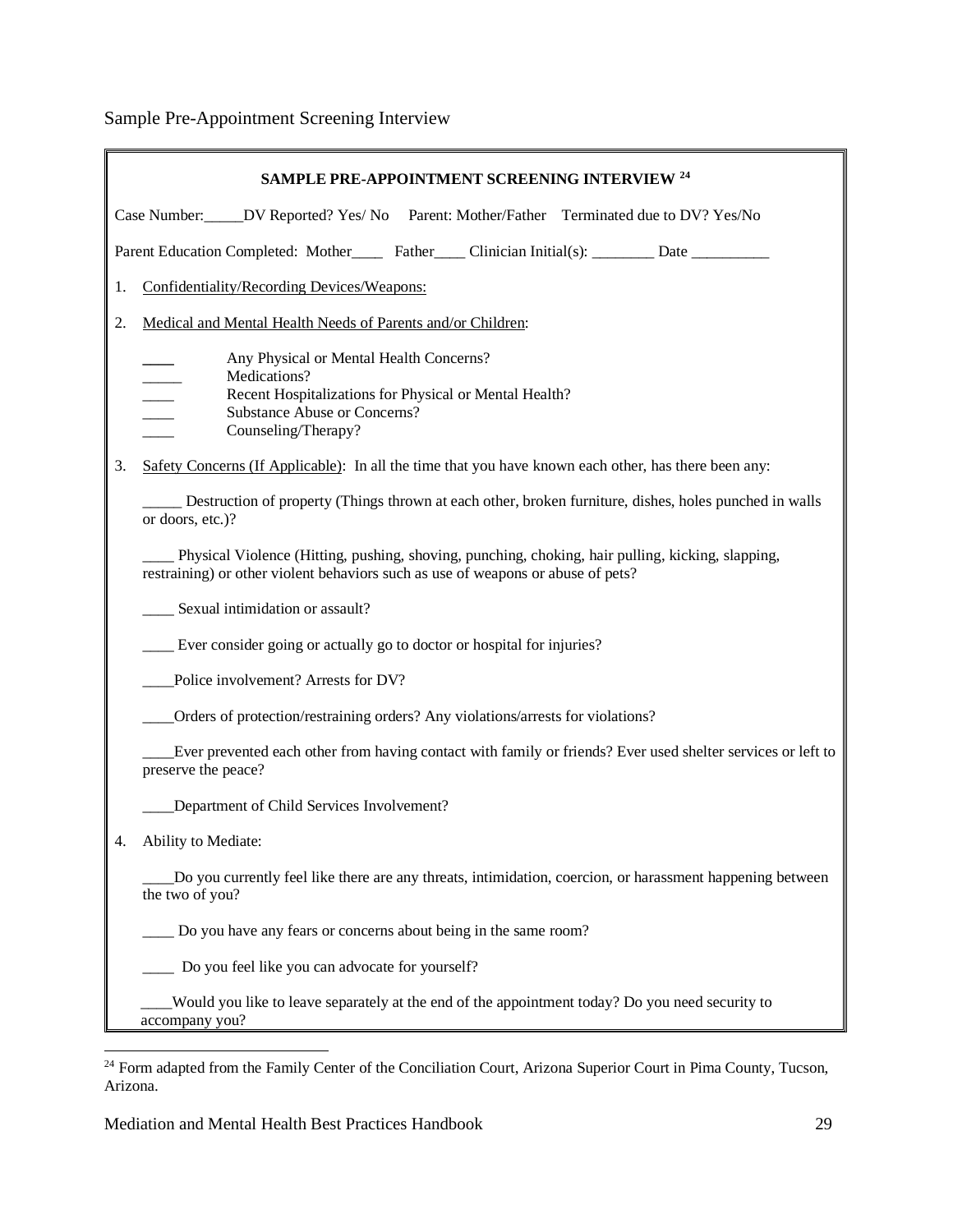Sample Pre-Appointment Screening Interview

**SAMPLE PRE-APPOINTMENT SCREENING INTERVIEW [24]**

Case Number:_____DV Reported? Yes/ No    Parent: Mother/Father    Terminated due to DV? Yes/No

Parent Education Completed: Mother____ Father____ Clinician Initial(s): ________ Date __________

1. Confidentiality/Recording Devices/Weapons:

2. Medical and Mental Health Needs of Parents and/or Children:

   ____ Any Physical or Mental Health Concerns?
   _____ Medications?
   ____ Recent Hospitalizations for Physical or Mental Health?
   ____ Substance Abuse or Concerns?
   ____ Counseling/Therapy?

3. Safety Concerns (If Applicable): In all the time that you have known each other, has there been any:

   _____ Destruction of property (Things thrown at each other, broken furniture, dishes, holes punched in walls or doors, etc.)?

   ____ Physical Violence (Hitting, pushing, shoving, punching, choking, hair pulling, kicking, slapping, restraining) or other violent behaviors such as use of weapons or abuse of pets?

   ____ Sexual intimidation or assault?

   ____ Ever consider going or actually go to doctor or hospital for injuries?

   ____Police involvement? Arrests for DV?

   ____Orders of protection/restraining orders? Any violations/arrests for violations?

   ____Ever prevented each other from having contact with family or friends? Ever used shelter services or left to preserve the peace?

   ____Department of Child Services Involvement?

4. Ability to Mediate:

   ____Do you currently feel like there are any threats, intimidation, coercion, or harassment happening between the two of you?

   ____ Do you have any fears or concerns about being in the same room?

   ____ Do you feel like you can advocate for yourself?

   ____Would you like to leave separately at the end of the appointment today? Do you need security to accompany you?

---

[24] Form adapted from the Family Center of the Conciliation Court, Arizona Superior Court in Pima County, Tucson, Arizona.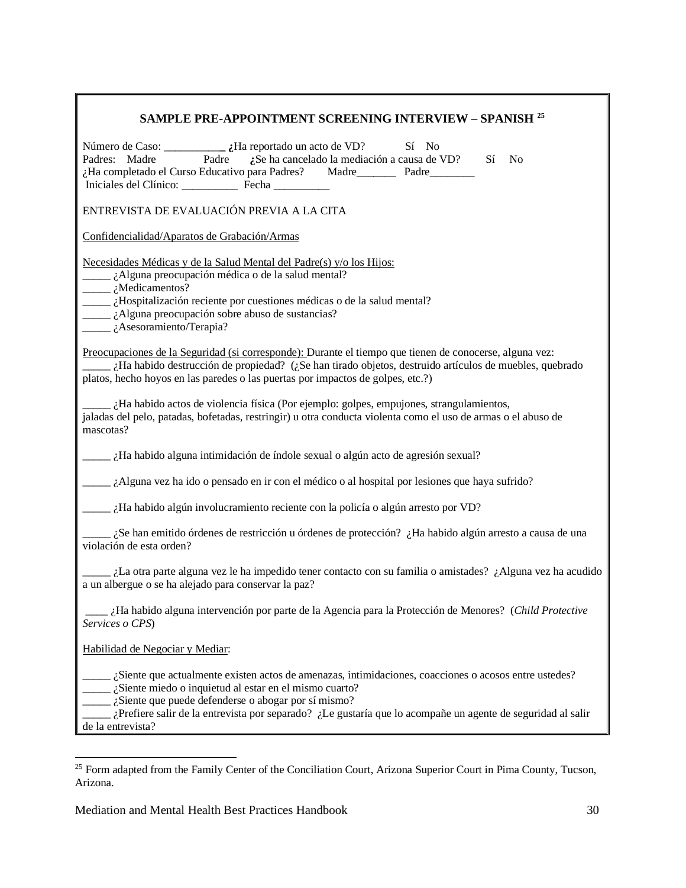## SAMPLE PRE-APPOINTMENT SCREENING INTERVIEW – SPANISH [25]

Número de Caso: ___________ **¿**Ha reportado un acto de VD? Sí No
Padres: Madre Padre **¿**Se ha cancelado la mediación a causa de VD? Sí No
¿Ha completado el Curso Educativo para Padres? Madre_______ Padre________
Iniciales del Clínico: __________ Fecha __________

ENTREVISTA DE EVALUACIÓN PREVIA A LA CITA

Confidencialidad/Aparatos de Grabación/Armas

Necesidades Médicas y de la Salud Mental del Padre(s) y/o los Hijos:
_____ ¿Alguna preocupación médica o de la salud mental?
_____ ¿Medicamentos?
_____ ¿Hospitalización reciente por cuestiones médicas o de la salud mental?
_____ ¿Alguna preocupación sobre abuso de sustancias?
_____ ¿Asesoramiento/Terapia?

Preocupaciones de la Seguridad (si corresponde): Durante el tiempo que tienen de conocerse, alguna vez:
_____ ¿Ha habido destrucción de propiedad? (¿Se han tirado objetos, destruido artículos de muebles, quebrado platos, hecho hoyos en las paredes o las puertas por impactos de golpes, etc.?)

_____ ¿Ha habido actos de violencia física (Por ejemplo: golpes, empujones, strangulamientos, jaladas del pelo, patadas, bofetadas, restringir) u otra conducta violenta como el uso de armas o el abuso de mascotas?

_____ ¿Ha habido alguna intimidación de índole sexual o algún acto de agresión sexual?

_____ ¿Alguna vez ha ido o pensado en ir con el médico o al hospital por lesiones que haya sufrido?

_____ ¿Ha habido algún involucramiento reciente con la policía o algún arresto por VD?

_____ ¿Se han emitido órdenes de restricción u órdenes de protección? ¿Ha habido algún arresto a causa de una violación de esta orden?

_____ ¿La otra parte alguna vez le ha impedido tener contacto con su familia o amistades? ¿Alguna vez ha acudido a un albergue o se ha alejado para conservar la paz?

____ ¿Ha habido alguna intervención por parte de la Agencia para la Protección de Menores? (*Child Protective Services o CPS*)

Habilidad de Negociar y Mediar:

_____ ¿Siente que actualmente existen actos de amenazas, intimidaciones, coacciones o acosos entre ustedes?
_____ ¿Siente miedo o inquietud al estar en el mismo cuarto?
_____ ¿Siente que puede defenderse o abogar por sí mismo?
_____ ¿Prefiere salir de la entrevista por separado? ¿Le gustaría que lo acompañe un agente de seguridad al salir de la entrevista?

---

[25] Form adapted from the Family Center of the Conciliation Court, Arizona Superior Court in Pima County, Tucson, Arizona.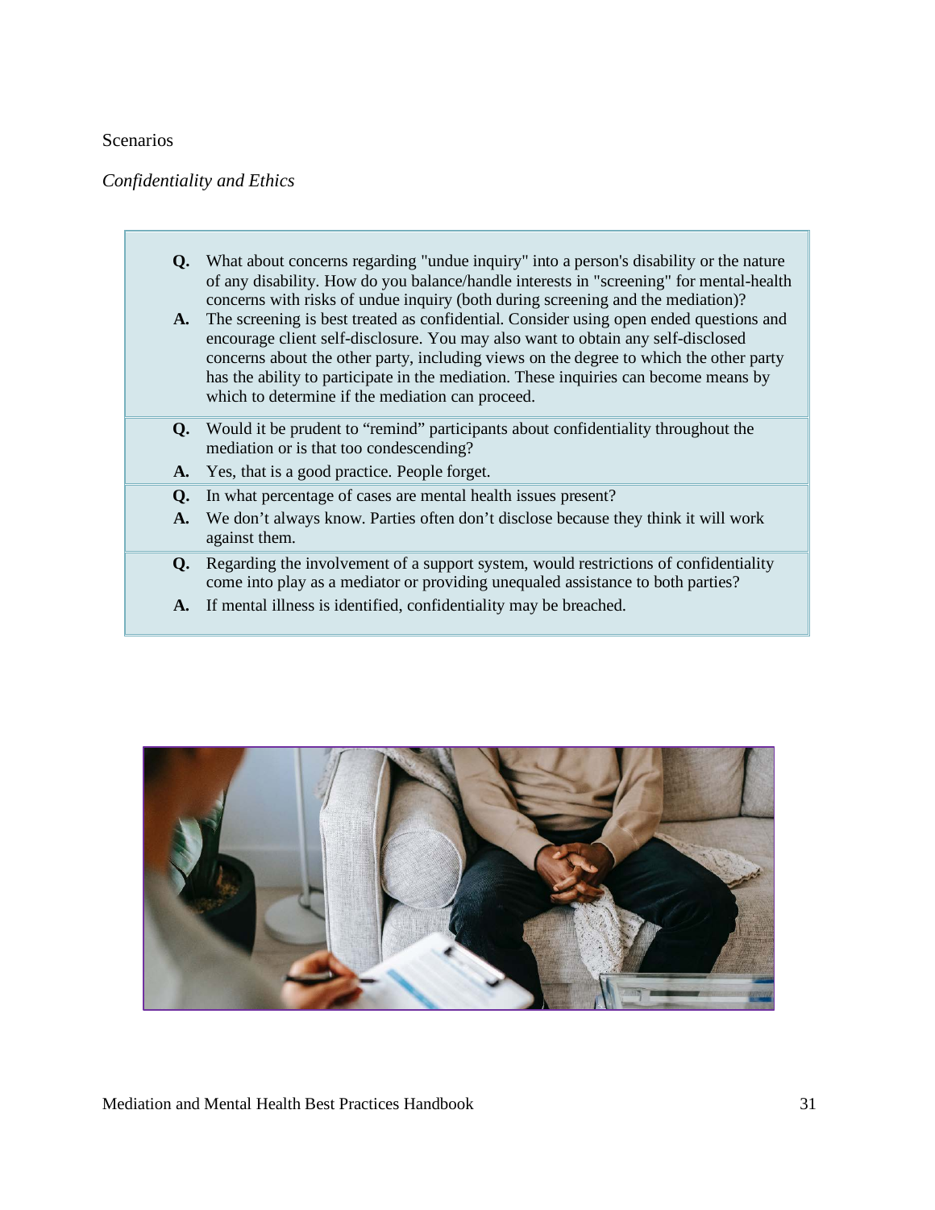Scenarios

*Confidentiality and Ethics*

**Q.** What about concerns regarding "undue inquiry" into a person's disability or the nature of any disability. How do you balance/handle interests in "screening" for mental-health concerns with risks of undue inquiry (both during screening and the mediation)?

**A.** The screening is best treated as confidential. Consider using open ended questions and encourage client self-disclosure. You may also want to obtain any self-disclosed concerns about the other party, including views on the degree to which the other party has the ability to participate in the mediation. These inquiries can become means by which to determine if the mediation can proceed.

**Q.** Would it be prudent to "remind" participants about confidentiality throughout the mediation or is that too condescending?

**A.** Yes, that is a good practice. People forget.

**Q.** In what percentage of cases are mental health issues present?

**A.** We don't always know. Parties often don't disclose because they think it will work against them.

**Q.** Regarding the involvement of a support system, would restrictions of confidentiality come into play as a mediator or providing unequaled assistance to both parties?

**A.** If mental illness is identified, confidentiality may be breached.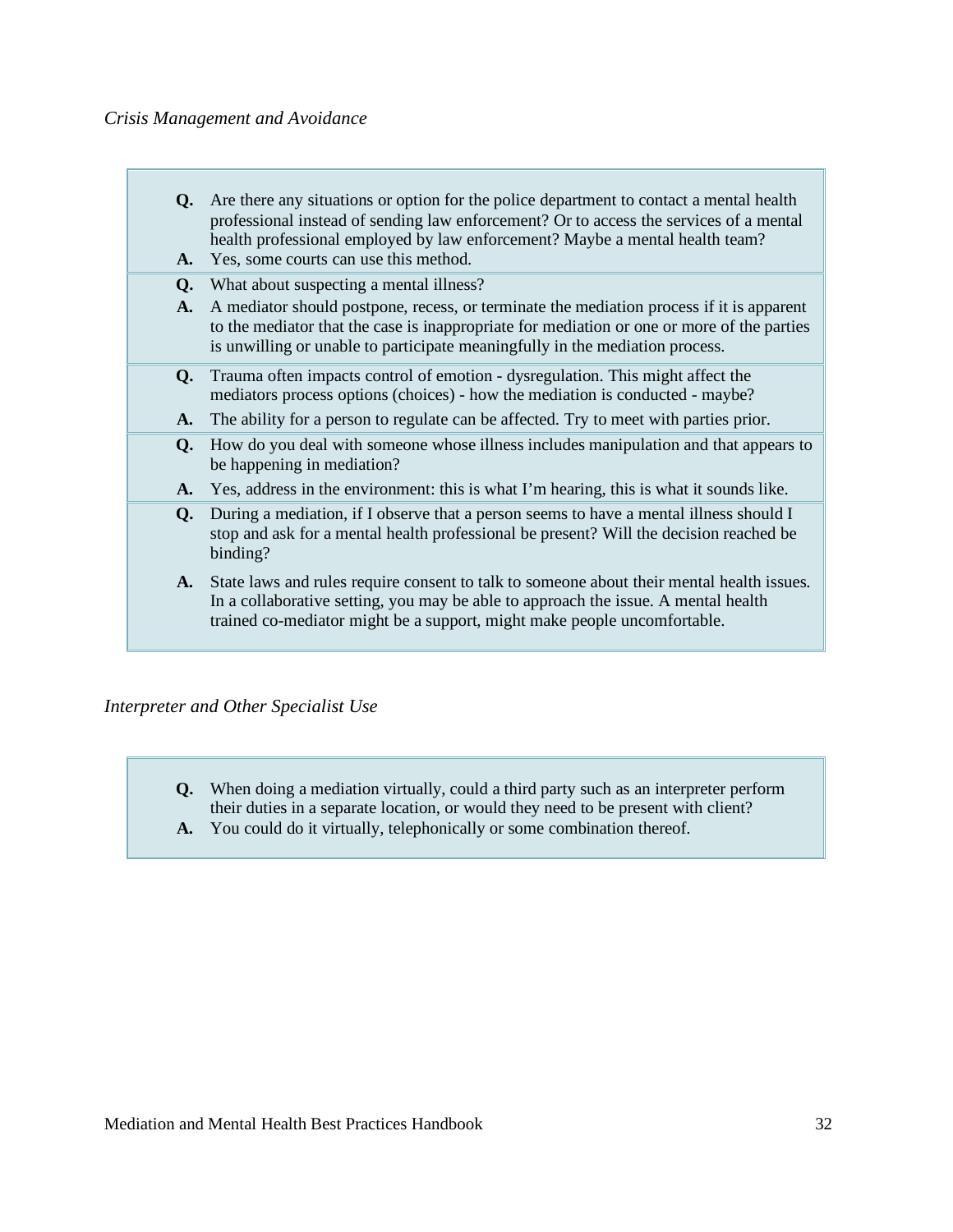*Crisis Management and Avoidance*

**Q.** Are there any situations or option for the police department to contact a mental health professional instead of sending law enforcement? Or to access the services of a mental health professional employed by law enforcement? Maybe a mental health team?

**A.** Yes, some courts can use this method.

**Q.** What about suspecting a mental illness?

**A.** A mediator should postpone, recess, or terminate the mediation process if it is apparent to the mediator that the case is inappropriate for mediation or one or more of the parties is unwilling or unable to participate meaningfully in the mediation process.

**Q.** Trauma often impacts control of emotion - dysregulation. This might affect the mediators process options (choices) - how the mediation is conducted - maybe?

**A.** The ability for a person to regulate can be affected. Try to meet with parties prior.

**Q.** How do you deal with someone whose illness includes manipulation and that appears to be happening in mediation?

**A.** Yes, address in the environment: this is what I'm hearing, this is what it sounds like.

**Q.** During a mediation, if I observe that a person seems to have a mental illness should I stop and ask for a mental health professional be present? Will the decision reached be binding?

**A.** State laws and rules require consent to talk to someone about their mental health issues. In a collaborative setting, you may be able to approach the issue. A mental health trained co-mediator might be a support, might make people uncomfortable.

*Interpreter and Other Specialist Use*

**Q.** When doing a mediation virtually, could a third party such as an interpreter perform their duties in a separate location, or would they need to be present with client?

**A.** You could do it virtually, telephonically or some combination thereof.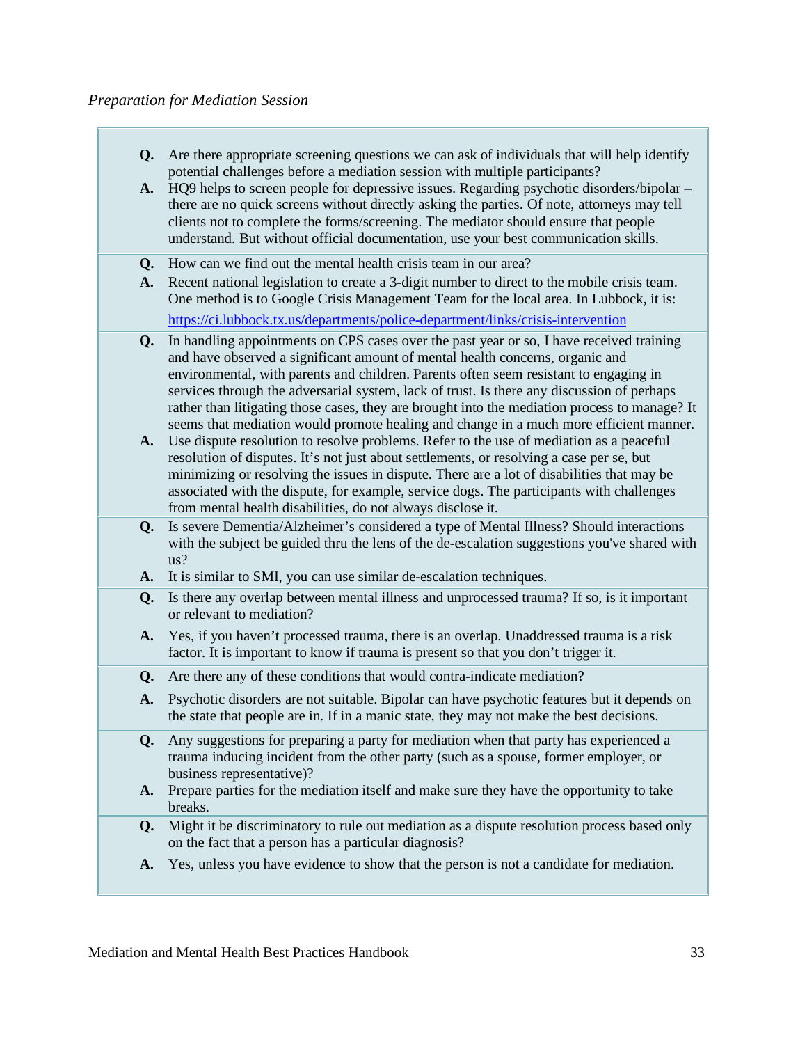*Preparation for Mediation Session*

**Q.** Are there appropriate screening questions we can ask of individuals that will help identify potential challenges before a mediation session with multiple participants?

**A.** HQ9 helps to screen people for depressive issues. Regarding psychotic disorders/bipolar – there are no quick screens without directly asking the parties. Of note, attorneys may tell clients not to complete the forms/screening. The mediator should ensure that people understand. But without official documentation, use your best communication skills.

**Q.** How can we find out the mental health crisis team in our area?

**A.** Recent national legislation to create a 3-digit number to direct to the mobile crisis team. One method is to Google Crisis Management Team for the local area. In Lubbock, it is: [https://ci.lubbock.tx.us/departments/police-department/links/crisis-intervention](https://ci.lubbock.tx.us/departments/police-department/links/crisis-intervention)

**Q.** In handling appointments on CPS cases over the past year or so, I have received training and have observed a significant amount of mental health concerns, organic and environmental, with parents and children. Parents often seem resistant to engaging in services through the adversarial system, lack of trust. Is there any discussion of perhaps rather than litigating those cases, they are brought into the mediation process to manage? It seems that mediation would promote healing and change in a much more efficient manner.

**A.** Use dispute resolution to resolve problems. Refer to the use of mediation as a peaceful resolution of disputes. It's not just about settlements, or resolving a case per se, but minimizing or resolving the issues in dispute. There are a lot of disabilities that may be associated with the dispute, for example, service dogs. The participants with challenges from mental health disabilities, do not always disclose it.

**Q.** Is severe Dementia/Alzheimer's considered a type of Mental Illness? Should interactions with the subject be guided thru the lens of the de-escalation suggestions you've shared with us?

**A.** It is similar to SMI, you can use similar de-escalation techniques.

**Q.** Is there any overlap between mental illness and unprocessed trauma? If so, is it important or relevant to mediation?

**A.** Yes, if you haven't processed trauma, there is an overlap. Unaddressed trauma is a risk factor. It is important to know if trauma is present so that you don't trigger it.

**Q.** Are there any of these conditions that would contra-indicate mediation?

**A.** Psychotic disorders are not suitable. Bipolar can have psychotic features but it depends on the state that people are in. If in a manic state, they may not make the best decisions.

**Q.** Any suggestions for preparing a party for mediation when that party has experienced a trauma inducing incident from the other party (such as a spouse, former employer, or business representative)?

**A.** Prepare parties for the mediation itself and make sure they have the opportunity to take breaks.

**Q.** Might it be discriminatory to rule out mediation as a dispute resolution process based only on the fact that a person has a particular diagnosis?

**A.** Yes, unless you have evidence to show that the person is not a candidate for mediation.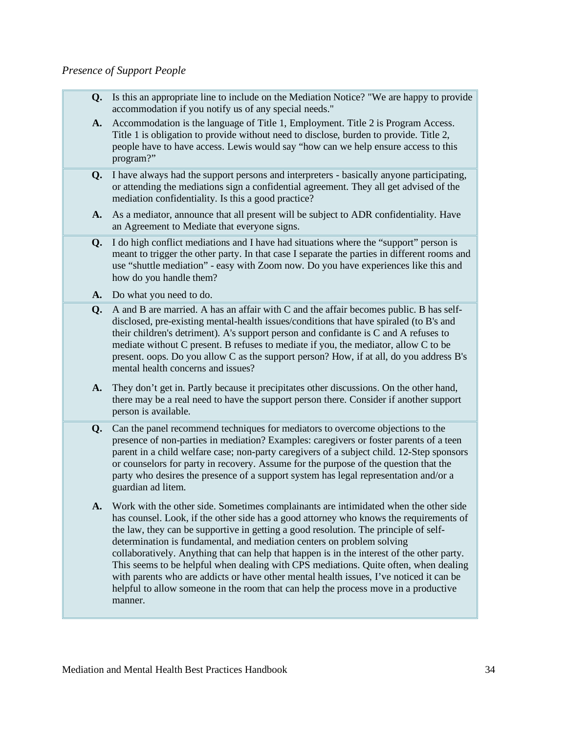*Presence of Support People*

**Q.** Is this an appropriate line to include on the Mediation Notice? "We are happy to provide accommodation if you notify us of any special needs."

**A.** Accommodation is the language of Title 1, Employment. Title 2 is Program Access. Title 1 is obligation to provide without need to disclose, burden to provide. Title 2, people have to have access. Lewis would say "how can we help ensure access to this program?"

**Q.** I have always had the support persons and interpreters - basically anyone participating, or attending the mediations sign a confidential agreement. They all get advised of the mediation confidentiality. Is this a good practice?

**A.** As a mediator, announce that all present will be subject to ADR confidentiality. Have an Agreement to Mediate that everyone signs.

**Q.** I do high conflict mediations and I have had situations where the "support" person is meant to trigger the other party. In that case I separate the parties in different rooms and use "shuttle mediation" - easy with Zoom now. Do you have experiences like this and how do you handle them?

**A.** Do what you need to do.

**Q.** A and B are married. A has an affair with C and the affair becomes public. B has self-disclosed, pre-existing mental-health issues/conditions that have spiraled (to B's and their children's detriment). A's support person and confidante is C and A refuses to mediate without C present. B refuses to mediate if you, the mediator, allow C to be present. oops. Do you allow C as the support person? How, if at all, do you address B's mental health concerns and issues?

**A.** They don't get in. Partly because it precipitates other discussions. On the other hand, there may be a real need to have the support person there. Consider if another support person is available.

**Q.** Can the panel recommend techniques for mediators to overcome objections to the presence of non-parties in mediation? Examples: caregivers or foster parents of a teen parent in a child welfare case; non-party caregivers of a subject child. 12-Step sponsors or counselors for party in recovery. Assume for the purpose of the question that the party who desires the presence of a support system has legal representation and/or a guardian ad litem.

**A.** Work with the other side. Sometimes complainants are intimidated when the other side has counsel. Look, if the other side has a good attorney who knows the requirements of the law, they can be supportive in getting a good resolution. The principle of self-determination is fundamental, and mediation centers on problem solving collaboratively. Anything that can help that happen is in the interest of the other party. This seems to be helpful when dealing with CPS mediations. Quite often, when dealing with parents who are addicts or have other mental health issues, I've noticed it can be helpful to allow someone in the room that can help the process move in a productive manner.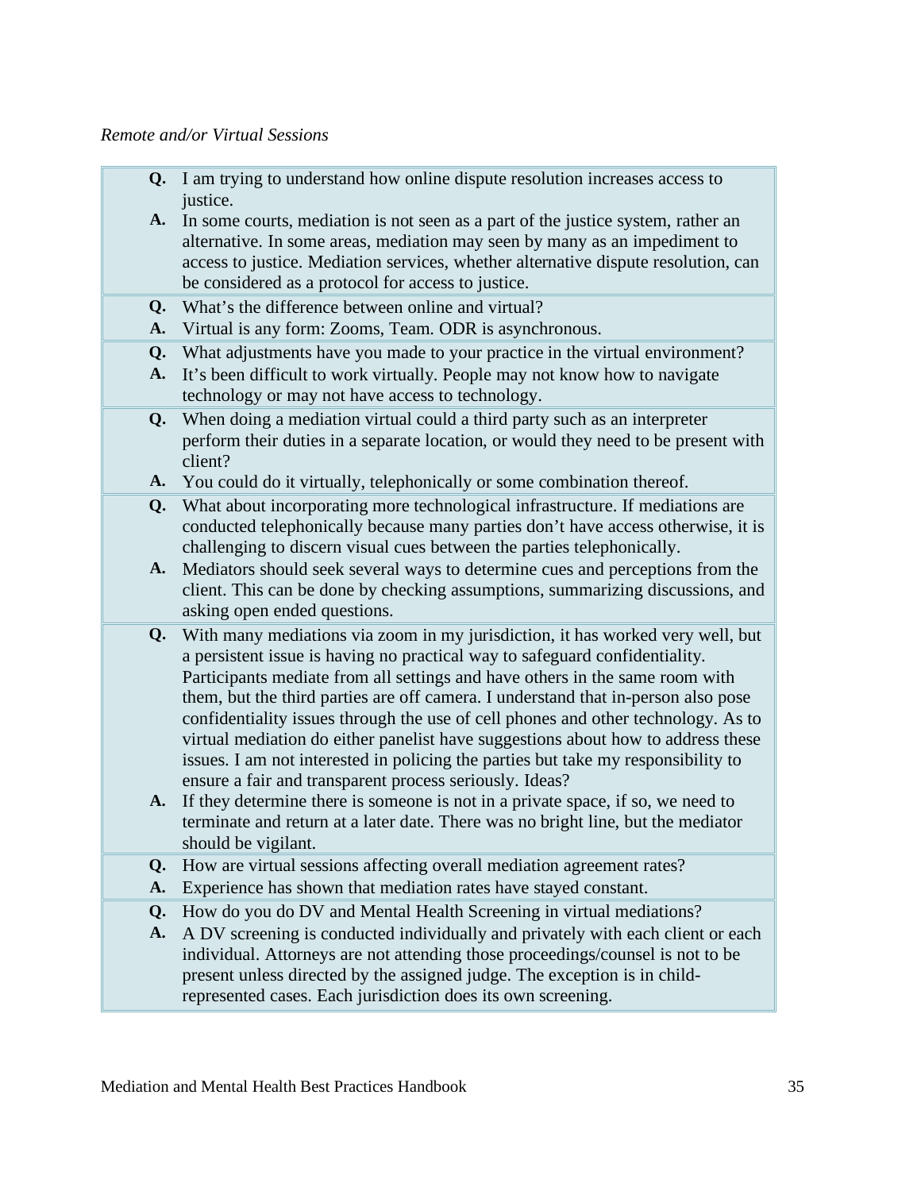*Remote and/or Virtual Sessions*

| | |
|---|---|
| **Q.** | I am trying to understand how online dispute resolution increases access to justice. |
| **A.** | In some courts, mediation is not seen as a part of the justice system, rather an alternative. In some areas, mediation may seen by many as an impediment to access to justice. Mediation services, whether alternative dispute resolution, can be considered as a protocol for access to justice. |
| **Q.** | What's the difference between online and virtual? |
| **A.** | Virtual is any form: Zooms, Team. ODR is asynchronous. |
| **Q.** | What adjustments have you made to your practice in the virtual environment? |
| **A.** | It's been difficult to work virtually. People may not know how to navigate technology or may not have access to technology. |
| **Q.** | When doing a mediation virtual could a third party such as an interpreter perform their duties in a separate location, or would they need to be present with client? |
| **A.** | You could do it virtually, telephonically or some combination thereof. |
| **Q.** | What about incorporating more technological infrastructure. If mediations are conducted telephonically because many parties don't have access otherwise, it is challenging to discern visual cues between the parties telephonically. |
| **A.** | Mediators should seek several ways to determine cues and perceptions from the client. This can be done by checking assumptions, summarizing discussions, and asking open ended questions. |
| **Q.** | With many mediations via zoom in my jurisdiction, it has worked very well, but a persistent issue is having no practical way to safeguard confidentiality. Participants mediate from all settings and have others in the same room with them, but the third parties are off camera. I understand that in-person also pose confidentiality issues through the use of cell phones and other technology. As to virtual mediation do either panelist have suggestions about how to address these issues. I am not interested in policing the parties but take my responsibility to ensure a fair and transparent process seriously. Ideas? |
| **A.** | If they determine there is someone is not in a private space, if so, we need to terminate and return at a later date. There was no bright line, but the mediator should be vigilant. |
| **Q.** | How are virtual sessions affecting overall mediation agreement rates? |
| **A.** | Experience has shown that mediation rates have stayed constant. |
| **Q.** | How do you do DV and Mental Health Screening in virtual mediations? |
| **A.** | A DV screening is conducted individually and privately with each client or each individual. Attorneys are not attending those proceedings/counsel is not to be present unless directed by the assigned judge. The exception is in child-represented cases. Each jurisdiction does its own screening. |